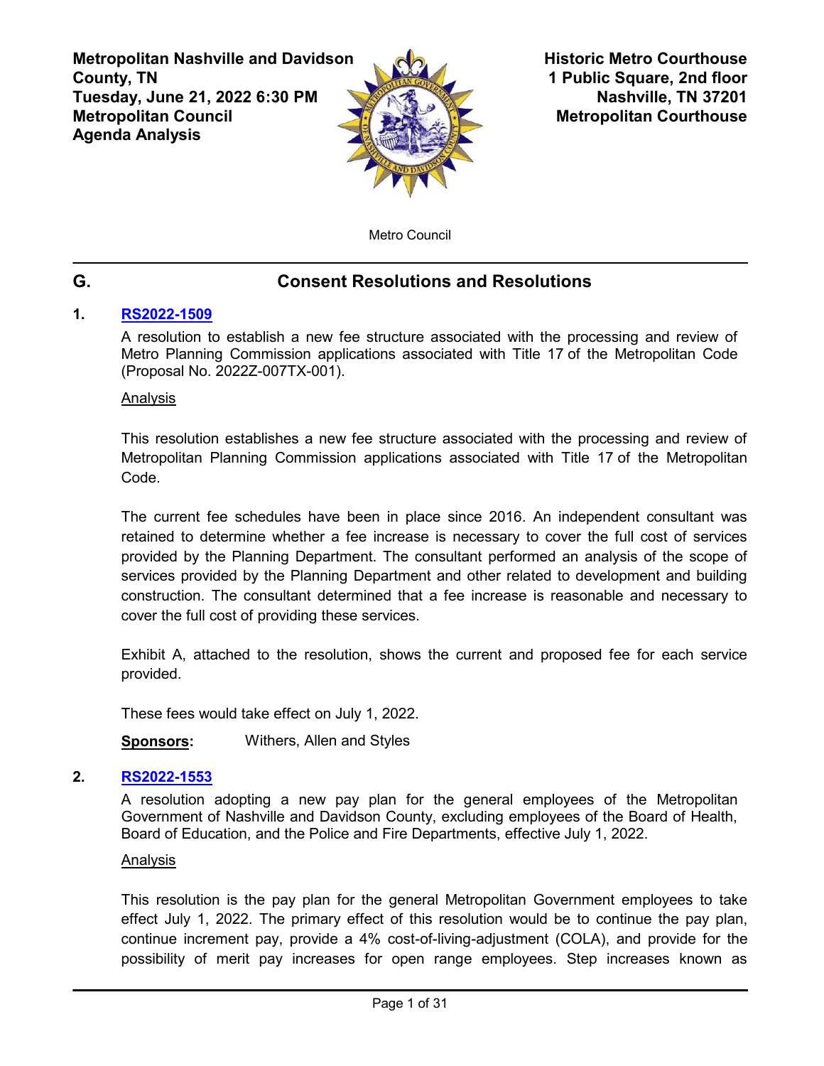**Metropolitan Nashville and Davidson County, TN**
**Tuesday, June 21, 2022 6:30 PM**
**Metropolitan Council**
**Agenda Analysis**

**Historic Metro Courthouse**
**1 Public Square, 2nd floor**
**Nashville, TN 37201**
**Metropolitan Courthouse**

Metro Council

## G. Consent Resolutions and Resolutions

### 1. RS2022-1509

A resolution to establish a new fee structure associated with the processing and review of Metro Planning Commission applications associated with Title 17 of the Metropolitan Code (Proposal No. 2022Z-007TX-001).

Analysis

This resolution establishes a new fee structure associated with the processing and review of Metropolitan Planning Commission applications associated with Title 17 of the Metropolitan Code.

The current fee schedules have been in place since 2016. An independent consultant was retained to determine whether a fee increase is necessary to cover the full cost of services provided by the Planning Department. The consultant performed an analysis of the scope of services provided by the Planning Department and other related to development and building construction. The consultant determined that a fee increase is reasonable and necessary to cover the full cost of providing these services.

Exhibit A, attached to the resolution, shows the current and proposed fee for each service provided.

These fees would take effect on July 1, 2022.

**Sponsors:** Withers, Allen and Styles

### 2. RS2022-1553

A resolution adopting a new pay plan for the general employees of the Metropolitan Government of Nashville and Davidson County, excluding employees of the Board of Health, Board of Education, and the Police and Fire Departments, effective July 1, 2022.

Analysis

This resolution is the pay plan for the general Metropolitan Government employees to take effect July 1, 2022. The primary effect of this resolution would be to continue the pay plan, continue increment pay, provide a 4% cost-of-living-adjustment (COLA), and provide for the possibility of merit pay increases for open range employees. Step increases known as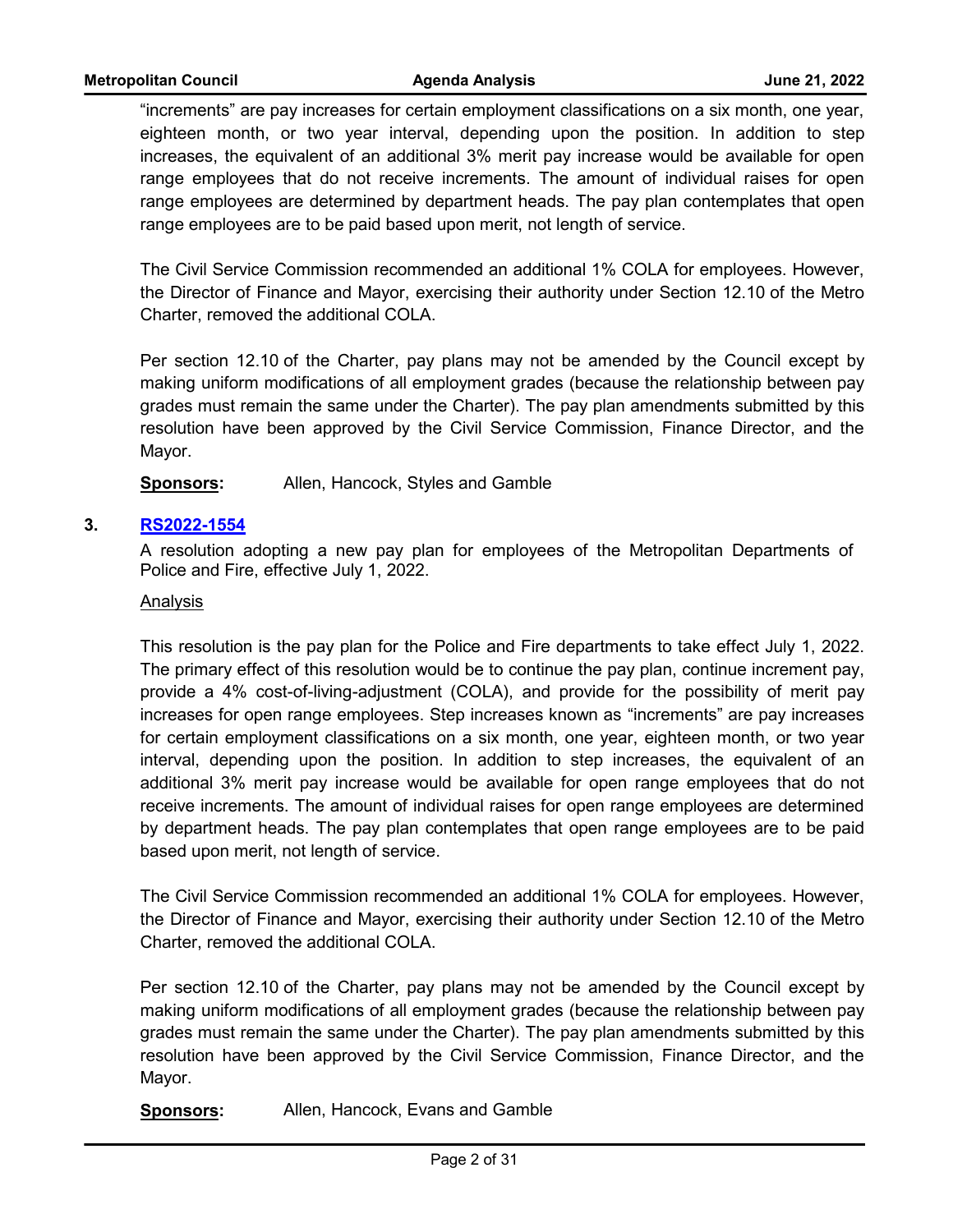"increments" are pay increases for certain employment classifications on a six month, one year, eighteen month, or two year interval, depending upon the position. In addition to step increases, the equivalent of an additional 3% merit pay increase would be available for open range employees that do not receive increments. The amount of individual raises for open range employees are determined by department heads. The pay plan contemplates that open range employees are to be paid based upon merit, not length of service.

The Civil Service Commission recommended an additional 1% COLA for employees. However, the Director of Finance and Mayor, exercising their authority under Section 12.10 of the Metro Charter, removed the additional COLA.

Per section 12.10 of the Charter, pay plans may not be amended by the Council except by making uniform modifications of all employment grades (because the relationship between pay grades must remain the same under the Charter). The pay plan amendments submitted by this resolution have been approved by the Civil Service Commission, Finance Director, and the Mayor.

**Sponsors:** Allen, Hancock, Styles and Gamble

**3. RS2022-1554**

A resolution adopting a new pay plan for employees of the Metropolitan Departments of Police and Fire, effective July 1, 2022.

Analysis

This resolution is the pay plan for the Police and Fire departments to take effect July 1, 2022. The primary effect of this resolution would be to continue the pay plan, continue increment pay, provide a 4% cost-of-living-adjustment (COLA), and provide for the possibility of merit pay increases for open range employees. Step increases known as "increments" are pay increases for certain employment classifications on a six month, one year, eighteen month, or two year interval, depending upon the position. In addition to step increases, the equivalent of an additional 3% merit pay increase would be available for open range employees that do not receive increments. The amount of individual raises for open range employees are determined by department heads. The pay plan contemplates that open range employees are to be paid based upon merit, not length of service.

The Civil Service Commission recommended an additional 1% COLA for employees. However, the Director of Finance and Mayor, exercising their authority under Section 12.10 of the Metro Charter, removed the additional COLA.

Per section 12.10 of the Charter, pay plans may not be amended by the Council except by making uniform modifications of all employment grades (because the relationship between pay grades must remain the same under the Charter). The pay plan amendments submitted by this resolution have been approved by the Civil Service Commission, Finance Director, and the Mayor.

**Sponsors:** Allen, Hancock, Evans and Gamble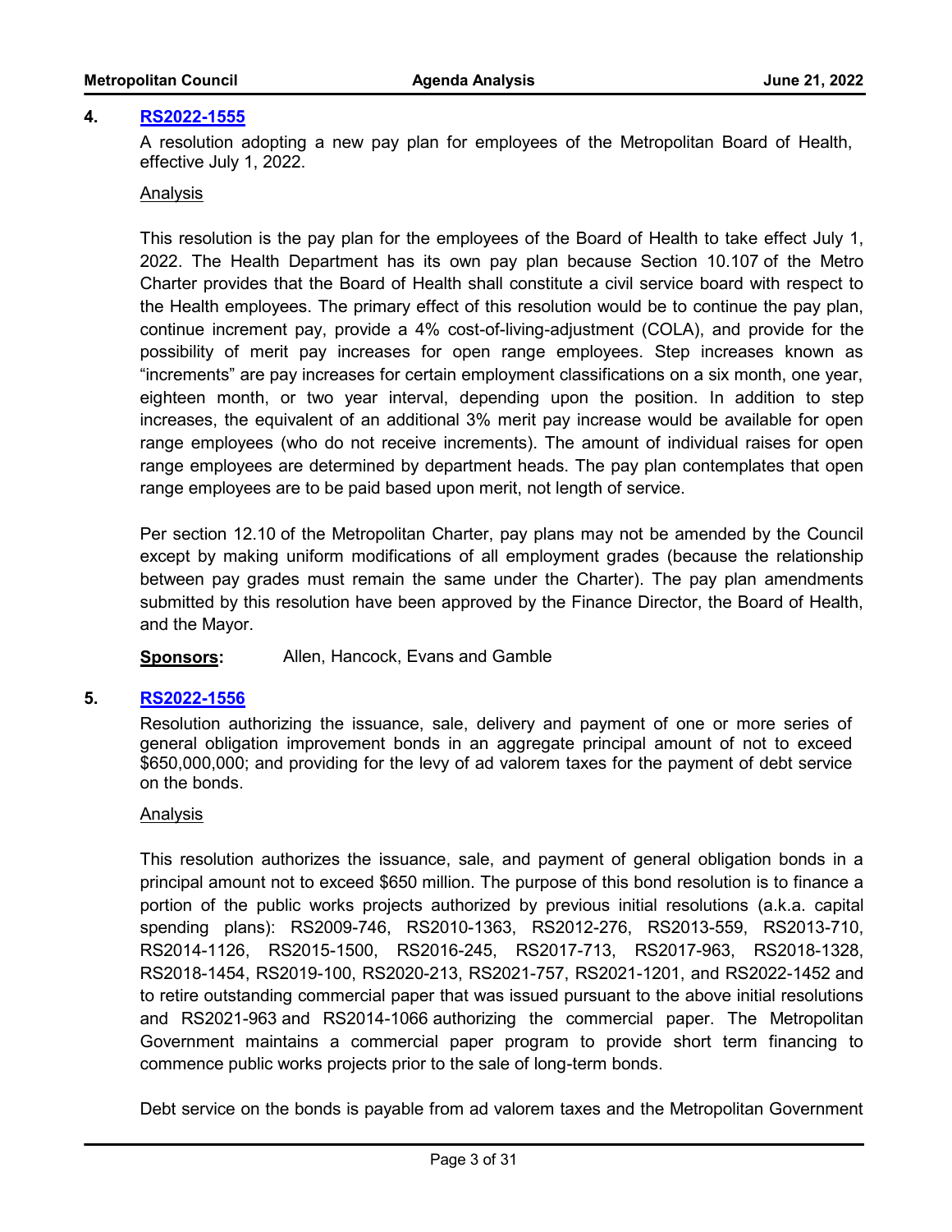## 4. RS2022-1555

A resolution adopting a new pay plan for employees of the Metropolitan Board of Health, effective July 1, 2022.

Analysis

This resolution is the pay plan for the employees of the Board of Health to take effect July 1, 2022. The Health Department has its own pay plan because Section 10.107 of the Metro Charter provides that the Board of Health shall constitute a civil service board with respect to the Health employees. The primary effect of this resolution would be to continue the pay plan, continue increment pay, provide a 4% cost-of-living-adjustment (COLA), and provide for the possibility of merit pay increases for open range employees. Step increases known as "increments" are pay increases for certain employment classifications on a six month, one year, eighteen month, or two year interval, depending upon the position. In addition to step increases, the equivalent of an additional 3% merit pay increase would be available for open range employees (who do not receive increments). The amount of individual raises for open range employees are determined by department heads. The pay plan contemplates that open range employees are to be paid based upon merit, not length of service.

Per section 12.10 of the Metropolitan Charter, pay plans may not be amended by the Council except by making uniform modifications of all employment grades (because the relationship between pay grades must remain the same under the Charter). The pay plan amendments submitted by this resolution have been approved by the Finance Director, the Board of Health, and the Mayor.

**Sponsors:** Allen, Hancock, Evans and Gamble

## 5. RS2022-1556

Resolution authorizing the issuance, sale, delivery and payment of one or more series of general obligation improvement bonds in an aggregate principal amount of not to exceed $650,000,000; and providing for the levy of ad valorem taxes for the payment of debt service on the bonds.

Analysis

This resolution authorizes the issuance, sale, and payment of general obligation bonds in a principal amount not to exceed $650 million. The purpose of this bond resolution is to finance a portion of the public works projects authorized by previous initial resolutions (a.k.a. capital spending plans): RS2009-746, RS2010-1363, RS2012-276, RS2013-559, RS2013-710, RS2014-1126, RS2015-1500, RS2016-245, RS2017-713, RS2017-963, RS2018-1328, RS2018-1454, RS2019-100, RS2020-213, RS2021-757, RS2021-1201, and RS2022-1452 and to retire outstanding commercial paper that was issued pursuant to the above initial resolutions and RS2021-963 and RS2014-1066 authorizing the commercial paper. The Metropolitan Government maintains a commercial paper program to provide short term financing to commence public works projects prior to the sale of long-term bonds.

Debt service on the bonds is payable from ad valorem taxes and the Metropolitan Government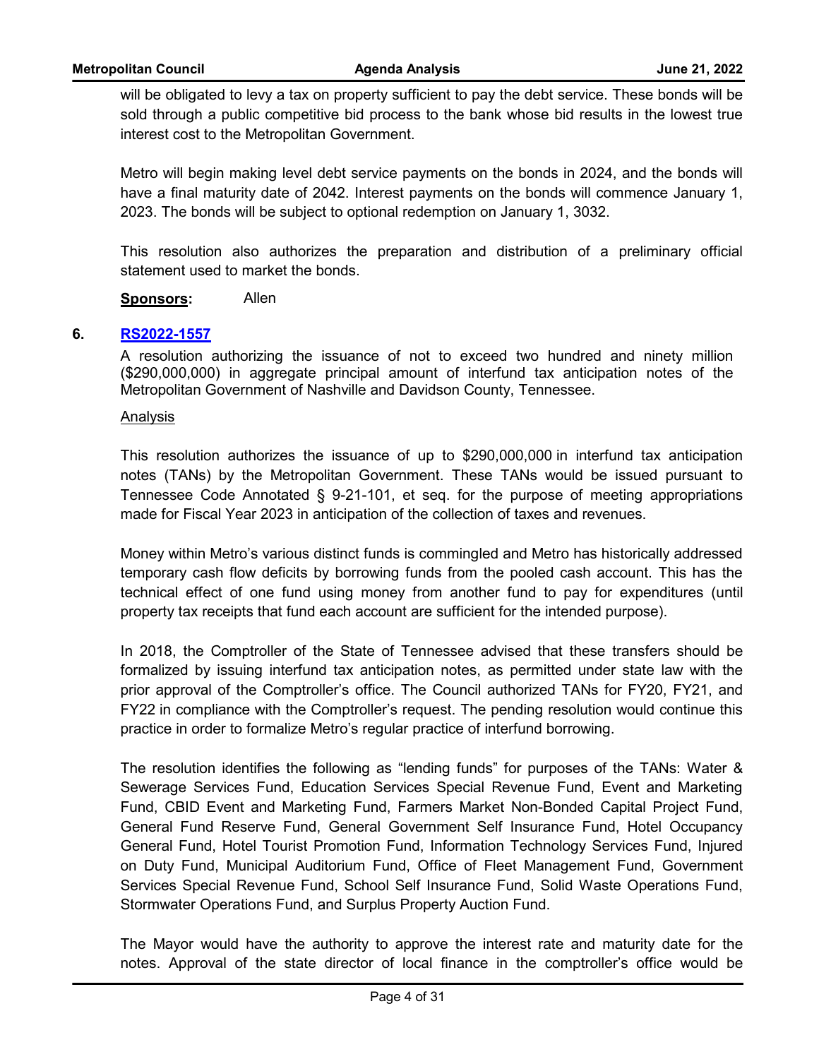will be obligated to levy a tax on property sufficient to pay the debt service. These bonds will be sold through a public competitive bid process to the bank whose bid results in the lowest true interest cost to the Metropolitan Government.

Metro will begin making level debt service payments on the bonds in 2024, and the bonds will have a final maturity date of 2042. Interest payments on the bonds will commence January 1, 2023. The bonds will be subject to optional redemption on January 1, 3032.

This resolution also authorizes the preparation and distribution of a preliminary official statement used to market the bonds.

**Sponsors:** Allen

**6. RS2022-1557**

A resolution authorizing the issuance of not to exceed two hundred and ninety million ($290,000,000) in aggregate principal amount of interfund tax anticipation notes of the Metropolitan Government of Nashville and Davidson County, Tennessee.

Analysis

This resolution authorizes the issuance of up to $290,000,000 in interfund tax anticipation notes (TANs) by the Metropolitan Government. These TANs would be issued pursuant to Tennessee Code Annotated § 9-21-101, et seq. for the purpose of meeting appropriations made for Fiscal Year 2023 in anticipation of the collection of taxes and revenues.

Money within Metro's various distinct funds is commingled and Metro has historically addressed temporary cash flow deficits by borrowing funds from the pooled cash account. This has the technical effect of one fund using money from another fund to pay for expenditures (until property tax receipts that fund each account are sufficient for the intended purpose).

In 2018, the Comptroller of the State of Tennessee advised that these transfers should be formalized by issuing interfund tax anticipation notes, as permitted under state law with the prior approval of the Comptroller's office. The Council authorized TANs for FY20, FY21, and FY22 in compliance with the Comptroller's request. The pending resolution would continue this practice in order to formalize Metro's regular practice of interfund borrowing.

The resolution identifies the following as "lending funds" for purposes of the TANs: Water & Sewerage Services Fund, Education Services Special Revenue Fund, Event and Marketing Fund, CBID Event and Marketing Fund, Farmers Market Non-Bonded Capital Project Fund, General Fund Reserve Fund, General Government Self Insurance Fund, Hotel Occupancy General Fund, Hotel Tourist Promotion Fund, Information Technology Services Fund, Injured on Duty Fund, Municipal Auditorium Fund, Office of Fleet Management Fund, Government Services Special Revenue Fund, School Self Insurance Fund, Solid Waste Operations Fund, Stormwater Operations Fund, and Surplus Property Auction Fund.

The Mayor would have the authority to approve the interest rate and maturity date for the notes. Approval of the state director of local finance in the comptroller's office would be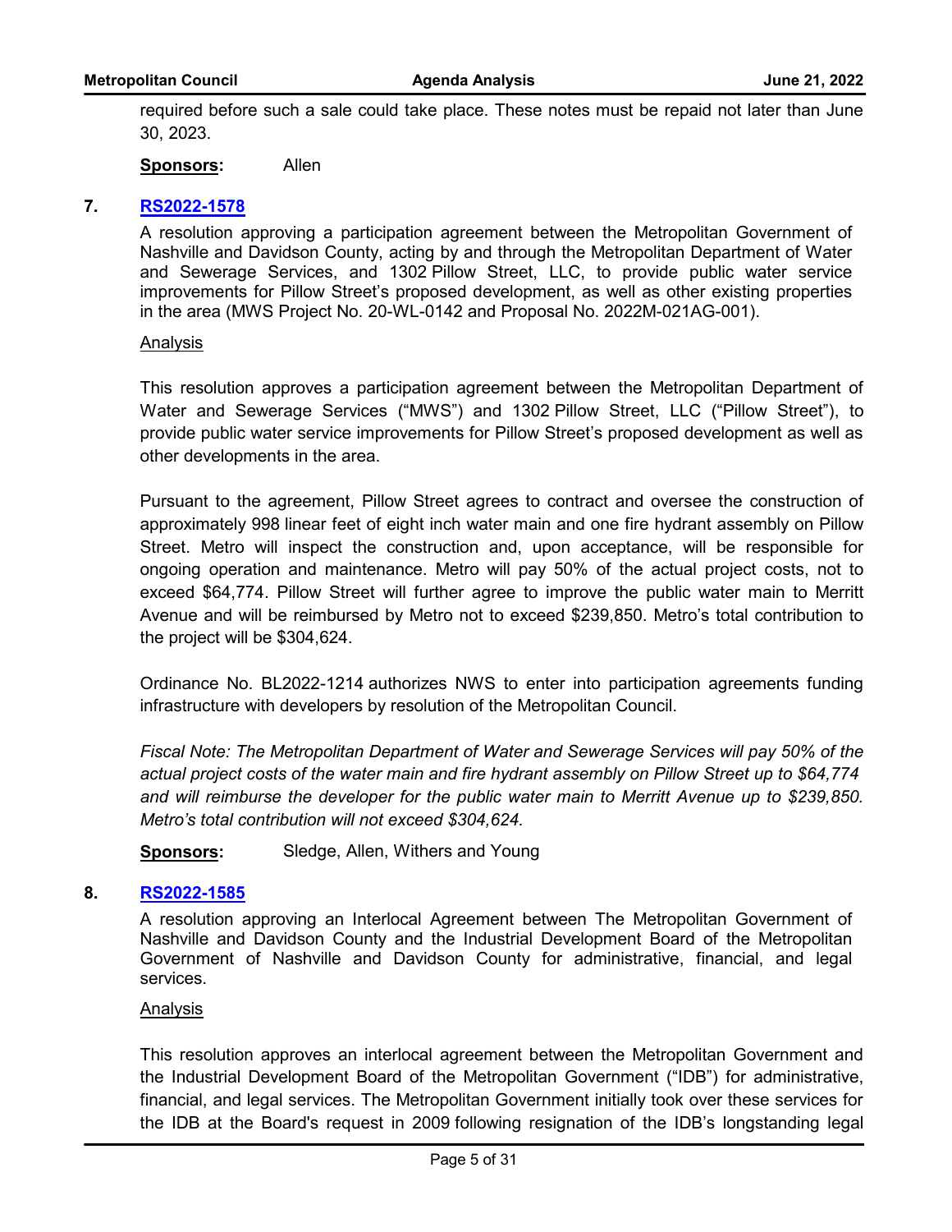required before such a sale could take place. These notes must be repaid not later than June 30, 2023.

**Sponsors:** Allen

**7. RS2022-1578**

A resolution approving a participation agreement between the Metropolitan Government of Nashville and Davidson County, acting by and through the Metropolitan Department of Water and Sewerage Services, and 1302 Pillow Street, LLC, to provide public water service improvements for Pillow Street's proposed development, as well as other existing properties in the area (MWS Project No. 20-WL-0142 and Proposal No. 2022M-021AG-001).

Analysis

This resolution approves a participation agreement between the Metropolitan Department of Water and Sewerage Services ("MWS") and 1302 Pillow Street, LLC ("Pillow Street"), to provide public water service improvements for Pillow Street's proposed development as well as other developments in the area.

Pursuant to the agreement, Pillow Street agrees to contract and oversee the construction of approximately 998 linear feet of eight inch water main and one fire hydrant assembly on Pillow Street. Metro will inspect the construction and, upon acceptance, will be responsible for ongoing operation and maintenance. Metro will pay 50% of the actual project costs, not to exceed $64,774. Pillow Street will further agree to improve the public water main to Merritt Avenue and will be reimbursed by Metro not to exceed $239,850. Metro's total contribution to the project will be $304,624.

Ordinance No. BL2022-1214 authorizes NWS to enter into participation agreements funding infrastructure with developers by resolution of the Metropolitan Council.

*Fiscal Note: The Metropolitan Department of Water and Sewerage Services will pay 50% of the actual project costs of the water main and fire hydrant assembly on Pillow Street up to $64,774 and will reimburse the developer for the public water main to Merritt Avenue up to $239,850. Metro's total contribution will not exceed $304,624.*

**Sponsors:** Sledge, Allen, Withers and Young

**8. RS2022-1585**

A resolution approving an Interlocal Agreement between The Metropolitan Government of Nashville and Davidson County and the Industrial Development Board of the Metropolitan Government of Nashville and Davidson County for administrative, financial, and legal services.

Analysis

This resolution approves an interlocal agreement between the Metropolitan Government and the Industrial Development Board of the Metropolitan Government ("IDB") for administrative, financial, and legal services. The Metropolitan Government initially took over these services for the IDB at the Board's request in 2009 following resignation of the IDB's longstanding legal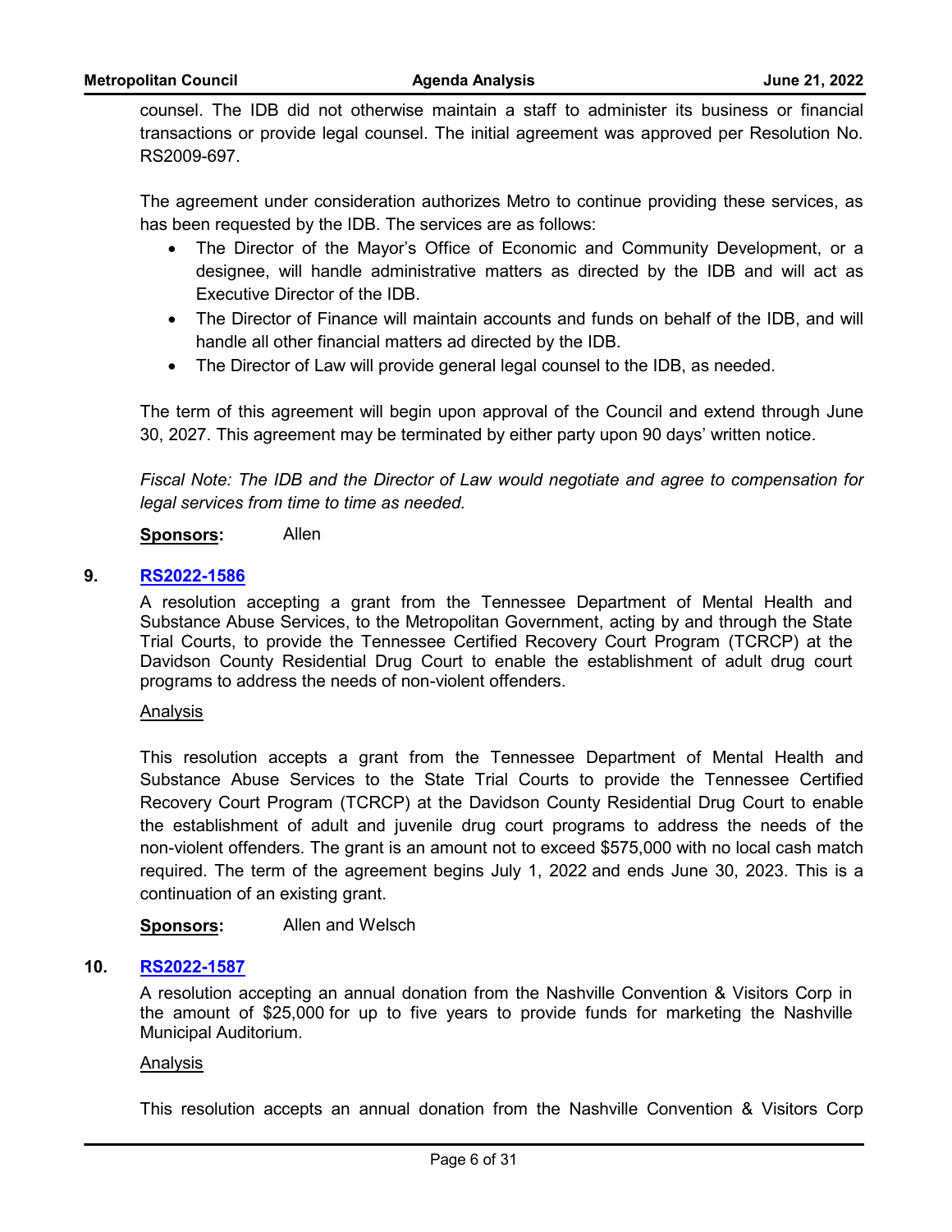counsel. The IDB did not otherwise maintain a staff to administer its business or financial transactions or provide legal counsel. The initial agreement was approved per Resolution No. RS2009-697.

The agreement under consideration authorizes Metro to continue providing these services, as has been requested by the IDB. The services are as follows:

- The Director of the Mayor's Office of Economic and Community Development, or a designee, will handle administrative matters as directed by the IDB and will act as Executive Director of the IDB.
- The Director of Finance will maintain accounts and funds on behalf of the IDB, and will handle all other financial matters ad directed by the IDB.
- The Director of Law will provide general legal counsel to the IDB, as needed.

The term of this agreement will begin upon approval of the Council and extend through June 30, 2027. This agreement may be terminated by either party upon 90 days' written notice.

*Fiscal Note: The IDB and the Director of Law would negotiate and agree to compensation for legal services from time to time as needed.*

**Sponsors:** Allen

**9. RS2022-1586**

A resolution accepting a grant from the Tennessee Department of Mental Health and Substance Abuse Services, to the Metropolitan Government, acting by and through the State Trial Courts, to provide the Tennessee Certified Recovery Court Program (TCRCP) at the Davidson County Residential Drug Court to enable the establishment of adult drug court programs to address the needs of non-violent offenders.

Analysis

This resolution accepts a grant from the Tennessee Department of Mental Health and Substance Abuse Services to the State Trial Courts to provide the Tennessee Certified Recovery Court Program (TCRCP) at the Davidson County Residential Drug Court to enable the establishment of adult and juvenile drug court programs to address the needs of the non-violent offenders. The grant is an amount not to exceed $575,000 with no local cash match required. The term of the agreement begins July 1, 2022 and ends June 30, 2023. This is a continuation of an existing grant.

**Sponsors:** Allen and Welsch

**10. RS2022-1587**

A resolution accepting an annual donation from the Nashville Convention & Visitors Corp in the amount of $25,000 for up to five years to provide funds for marketing the Nashville Municipal Auditorium.

Analysis

This resolution accepts an annual donation from the Nashville Convention & Visitors Corp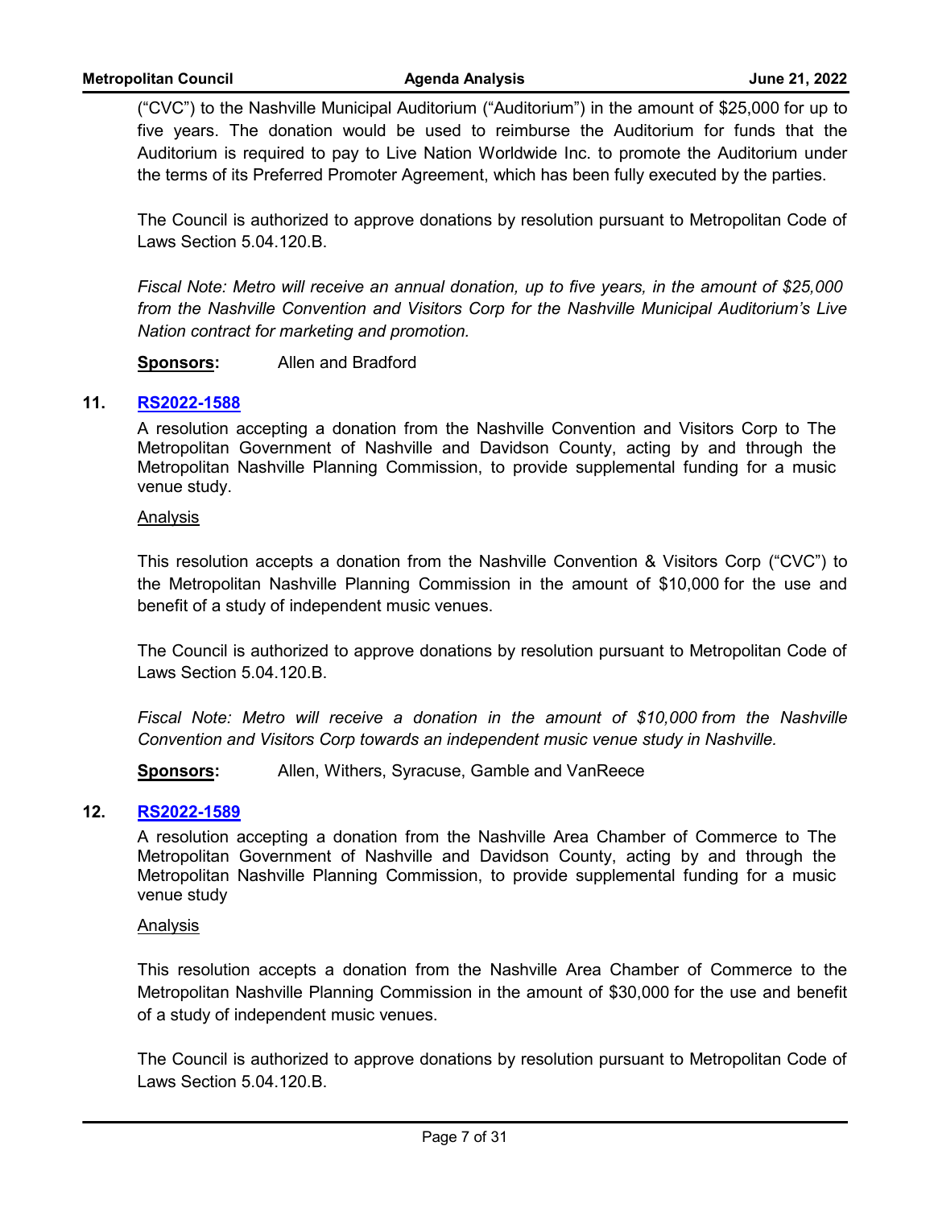("CVC") to the Nashville Municipal Auditorium ("Auditorium") in the amount of $25,000 for up to five years. The donation would be used to reimburse the Auditorium for funds that the Auditorium is required to pay to Live Nation Worldwide Inc. to promote the Auditorium under the terms of its Preferred Promoter Agreement, which has been fully executed by the parties.

The Council is authorized to approve donations by resolution pursuant to Metropolitan Code of Laws Section 5.04.120.B.

*Fiscal Note: Metro will receive an annual donation, up to five years, in the amount of $25,000 from the Nashville Convention and Visitors Corp for the Nashville Municipal Auditorium's Live Nation contract for marketing and promotion.*

**Sponsors:** Allen and Bradford

## 11. RS2022-1588

A resolution accepting a donation from the Nashville Convention and Visitors Corp to The Metropolitan Government of Nashville and Davidson County, acting by and through the Metropolitan Nashville Planning Commission, to provide supplemental funding for a music venue study.

Analysis

This resolution accepts a donation from the Nashville Convention & Visitors Corp ("CVC") to the Metropolitan Nashville Planning Commission in the amount of $10,000 for the use and benefit of a study of independent music venues.

The Council is authorized to approve donations by resolution pursuant to Metropolitan Code of Laws Section 5.04.120.B.

*Fiscal Note: Metro will receive a donation in the amount of $10,000 from the Nashville Convention and Visitors Corp towards an independent music venue study in Nashville.*

**Sponsors:** Allen, Withers, Syracuse, Gamble and VanReece

## 12. RS2022-1589

A resolution accepting a donation from the Nashville Area Chamber of Commerce to The Metropolitan Government of Nashville and Davidson County, acting by and through the Metropolitan Nashville Planning Commission, to provide supplemental funding for a music venue study

Analysis

This resolution accepts a donation from the Nashville Area Chamber of Commerce to the Metropolitan Nashville Planning Commission in the amount of $30,000 for the use and benefit of a study of independent music venues.

The Council is authorized to approve donations by resolution pursuant to Metropolitan Code of Laws Section 5.04.120.B.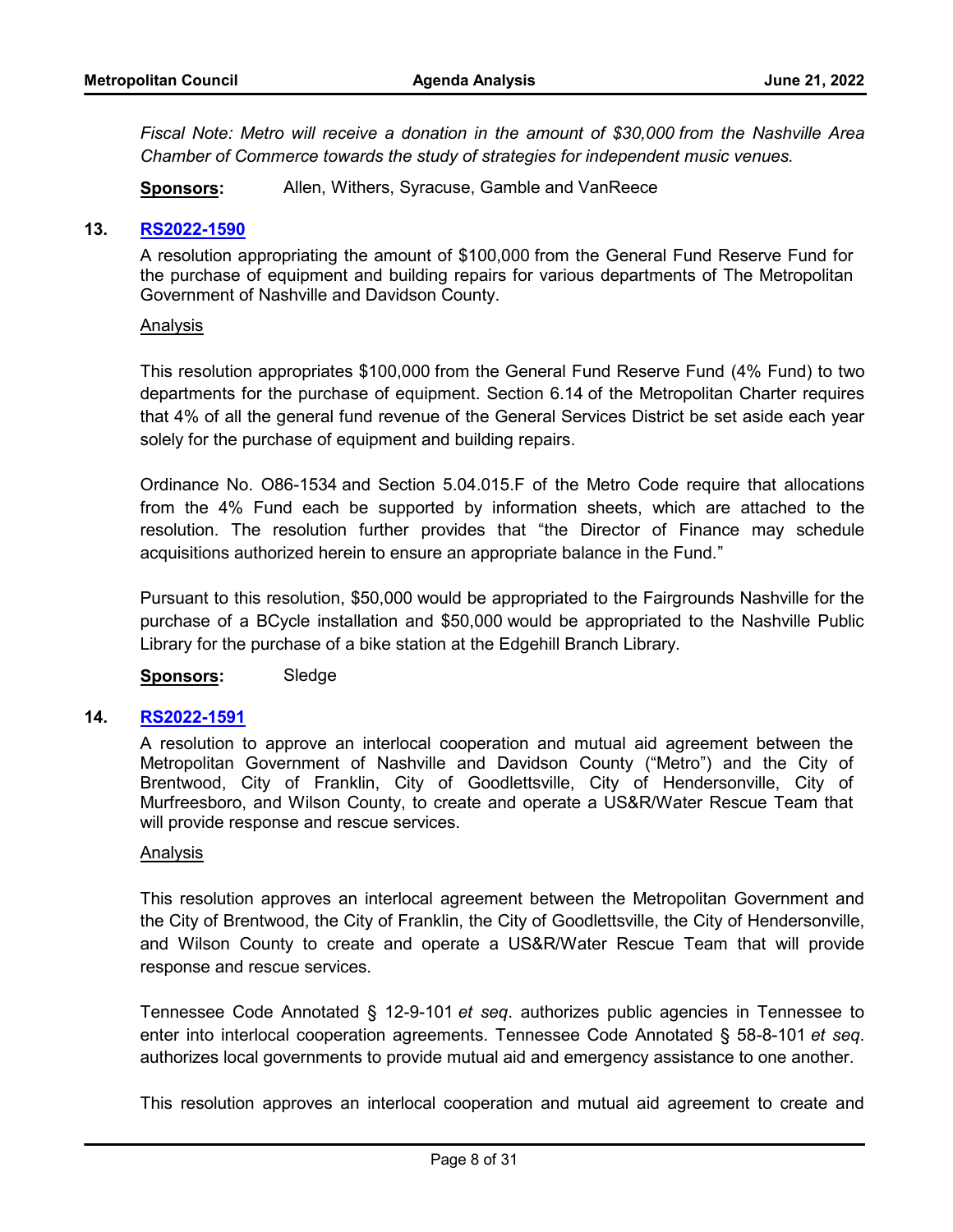*Fiscal Note: Metro will receive a donation in the amount of $30,000 from the Nashville Area Chamber of Commerce towards the study of strategies for independent music venues.*

**Sponsors:** Allen, Withers, Syracuse, Gamble and VanReece

**13. RS2022-1590**

A resolution appropriating the amount of $100,000 from the General Fund Reserve Fund for the purchase of equipment and building repairs for various departments of The Metropolitan Government of Nashville and Davidson County.

Analysis

This resolution appropriates $100,000 from the General Fund Reserve Fund (4% Fund) to two departments for the purchase of equipment. Section 6.14 of the Metropolitan Charter requires that 4% of all the general fund revenue of the General Services District be set aside each year solely for the purchase of equipment and building repairs.

Ordinance No. O86-1534 and Section 5.04.015.F of the Metro Code require that allocations from the 4% Fund each be supported by information sheets, which are attached to the resolution. The resolution further provides that "the Director of Finance may schedule acquisitions authorized herein to ensure an appropriate balance in the Fund."

Pursuant to this resolution, $50,000 would be appropriated to the Fairgrounds Nashville for the purchase of a BCycle installation and $50,000 would be appropriated to the Nashville Public Library for the purchase of a bike station at the Edgehill Branch Library.

**Sponsors:** Sledge

**14. RS2022-1591**

A resolution to approve an interlocal cooperation and mutual aid agreement between the Metropolitan Government of Nashville and Davidson County ("Metro") and the City of Brentwood, City of Franklin, City of Goodlettsville, City of Hendersonville, City of Murfreesboro, and Wilson County, to create and operate a US&R/Water Rescue Team that will provide response and rescue services.

Analysis

This resolution approves an interlocal agreement between the Metropolitan Government and the City of Brentwood, the City of Franklin, the City of Goodlettsville, the City of Hendersonville, and Wilson County to create and operate a US&R/Water Rescue Team that will provide response and rescue services.

Tennessee Code Annotated § 12-9-101 *et seq*. authorizes public agencies in Tennessee to enter into interlocal cooperation agreements. Tennessee Code Annotated § 58-8-101 *et seq*. authorizes local governments to provide mutual aid and emergency assistance to one another.

This resolution approves an interlocal cooperation and mutual aid agreement to create and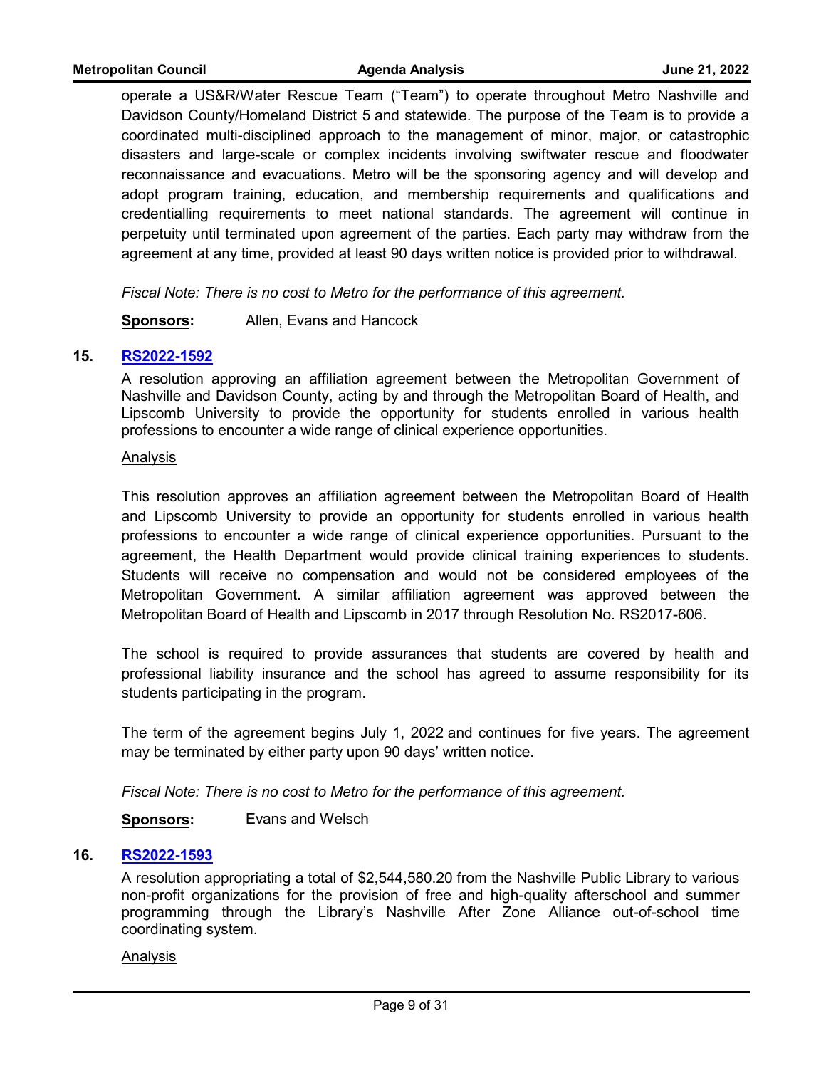operate a US&R/Water Rescue Team ("Team") to operate throughout Metro Nashville and Davidson County/Homeland District 5 and statewide. The purpose of the Team is to provide a coordinated multi-disciplined approach to the management of minor, major, or catastrophic disasters and large-scale or complex incidents involving swiftwater rescue and floodwater reconnaissance and evacuations. Metro will be the sponsoring agency and will develop and adopt program training, education, and membership requirements and qualifications and credentialling requirements to meet national standards. The agreement will continue in perpetuity until terminated upon agreement of the parties. Each party may withdraw from the agreement at any time, provided at least 90 days written notice is provided prior to withdrawal.

*Fiscal Note: There is no cost to Metro for the performance of this agreement.*

**Sponsors:** Allen, Evans and Hancock

## 15. RS2022-1592

A resolution approving an affiliation agreement between the Metropolitan Government of Nashville and Davidson County, acting by and through the Metropolitan Board of Health, and Lipscomb University to provide the opportunity for students enrolled in various health professions to encounter a wide range of clinical experience opportunities.

Analysis

This resolution approves an affiliation agreement between the Metropolitan Board of Health and Lipscomb University to provide an opportunity for students enrolled in various health professions to encounter a wide range of clinical experience opportunities. Pursuant to the agreement, the Health Department would provide clinical training experiences to students. Students will receive no compensation and would not be considered employees of the Metropolitan Government. A similar affiliation agreement was approved between the Metropolitan Board of Health and Lipscomb in 2017 through Resolution No. RS2017-606.

The school is required to provide assurances that students are covered by health and professional liability insurance and the school has agreed to assume responsibility for its students participating in the program.

The term of the agreement begins July 1, 2022 and continues for five years. The agreement may be terminated by either party upon 90 days' written notice.

*Fiscal Note: There is no cost to Metro for the performance of this agreement.*

**Sponsors:** Evans and Welsch

## 16. RS2022-1593

A resolution appropriating a total of $2,544,580.20 from the Nashville Public Library to various non-profit organizations for the provision of free and high-quality afterschool and summer programming through the Library's Nashville After Zone Alliance out-of-school time coordinating system.

Analysis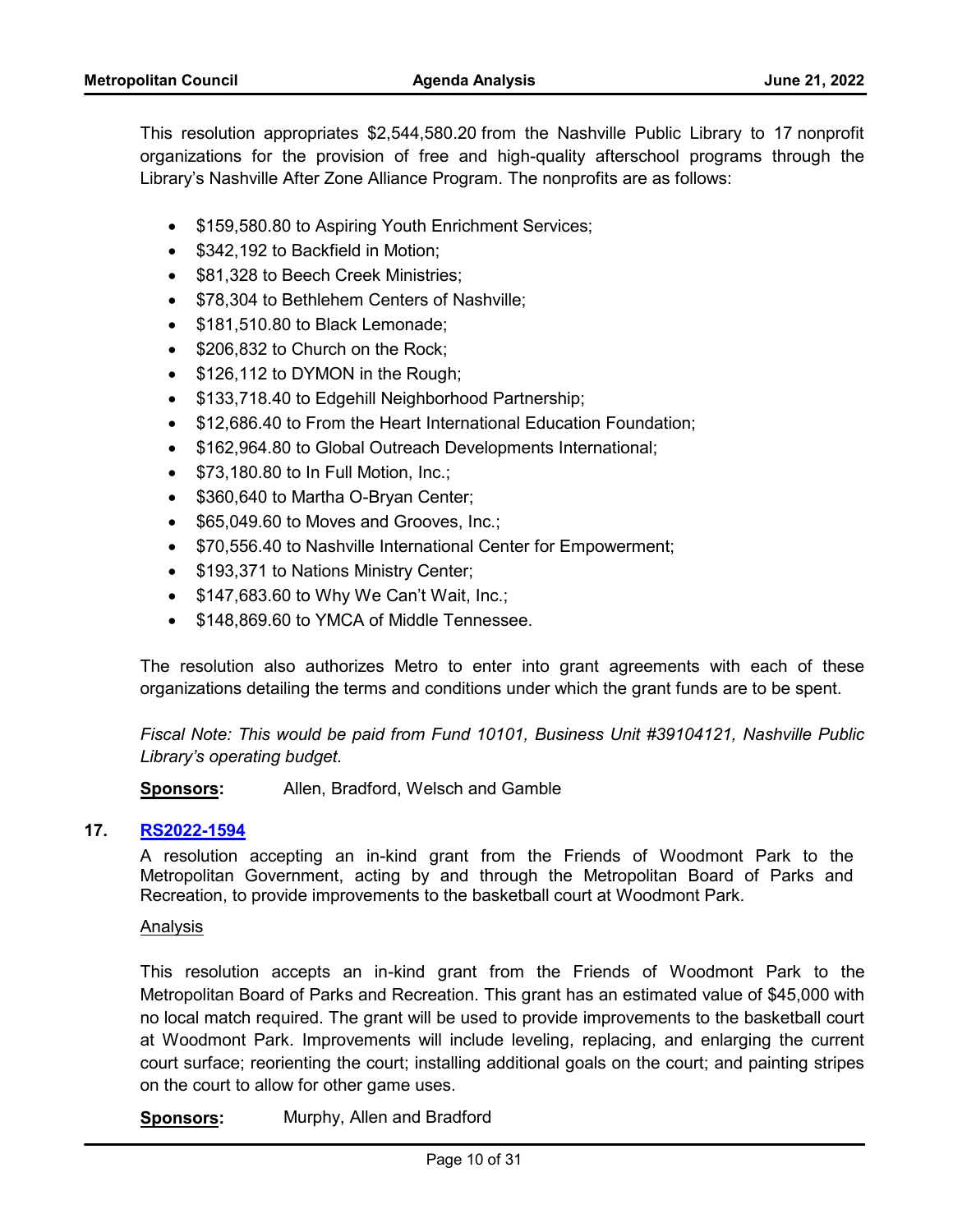This resolution appropriates $2,544,580.20 from the Nashville Public Library to 17 nonprofit organizations for the provision of free and high-quality afterschool programs through the Library's Nashville After Zone Alliance Program. The nonprofits are as follows:

- $159,580.80 to Aspiring Youth Enrichment Services;
- $342,192 to Backfield in Motion;
- $81,328 to Beech Creek Ministries;
- $78,304 to Bethlehem Centers of Nashville;
- $181,510.80 to Black Lemonade;
- $206,832 to Church on the Rock;
- $126,112 to DYMON in the Rough;
- $133,718.40 to Edgehill Neighborhood Partnership;
- $12,686.40 to From the Heart International Education Foundation;
- $162,964.80 to Global Outreach Developments International;
- $73,180.80 to In Full Motion, Inc.;
- $360,640 to Martha O-Bryan Center;
- $65,049.60 to Moves and Grooves, Inc.;
- $70,556.40 to Nashville International Center for Empowerment;
- $193,371 to Nations Ministry Center;
- $147,683.60 to Why We Can't Wait, Inc.;
- $148,869.60 to YMCA of Middle Tennessee.

The resolution also authorizes Metro to enter into grant agreements with each of these organizations detailing the terms and conditions under which the grant funds are to be spent.

*Fiscal Note: This would be paid from Fund 10101, Business Unit #39104121, Nashville Public Library's operating budget.*

**Sponsors:** Allen, Bradford, Welsch and Gamble

### 17. RS2022-1594

A resolution accepting an in-kind grant from the Friends of Woodmont Park to the Metropolitan Government, acting by and through the Metropolitan Board of Parks and Recreation, to provide improvements to the basketball court at Woodmont Park.

Analysis

This resolution accepts an in-kind grant from the Friends of Woodmont Park to the Metropolitan Board of Parks and Recreation. This grant has an estimated value of $45,000 with no local match required. The grant will be used to provide improvements to the basketball court at Woodmont Park. Improvements will include leveling, replacing, and enlarging the current court surface; reorienting the court; installing additional goals on the court; and painting stripes on the court to allow for other game uses.

**Sponsors:** Murphy, Allen and Bradford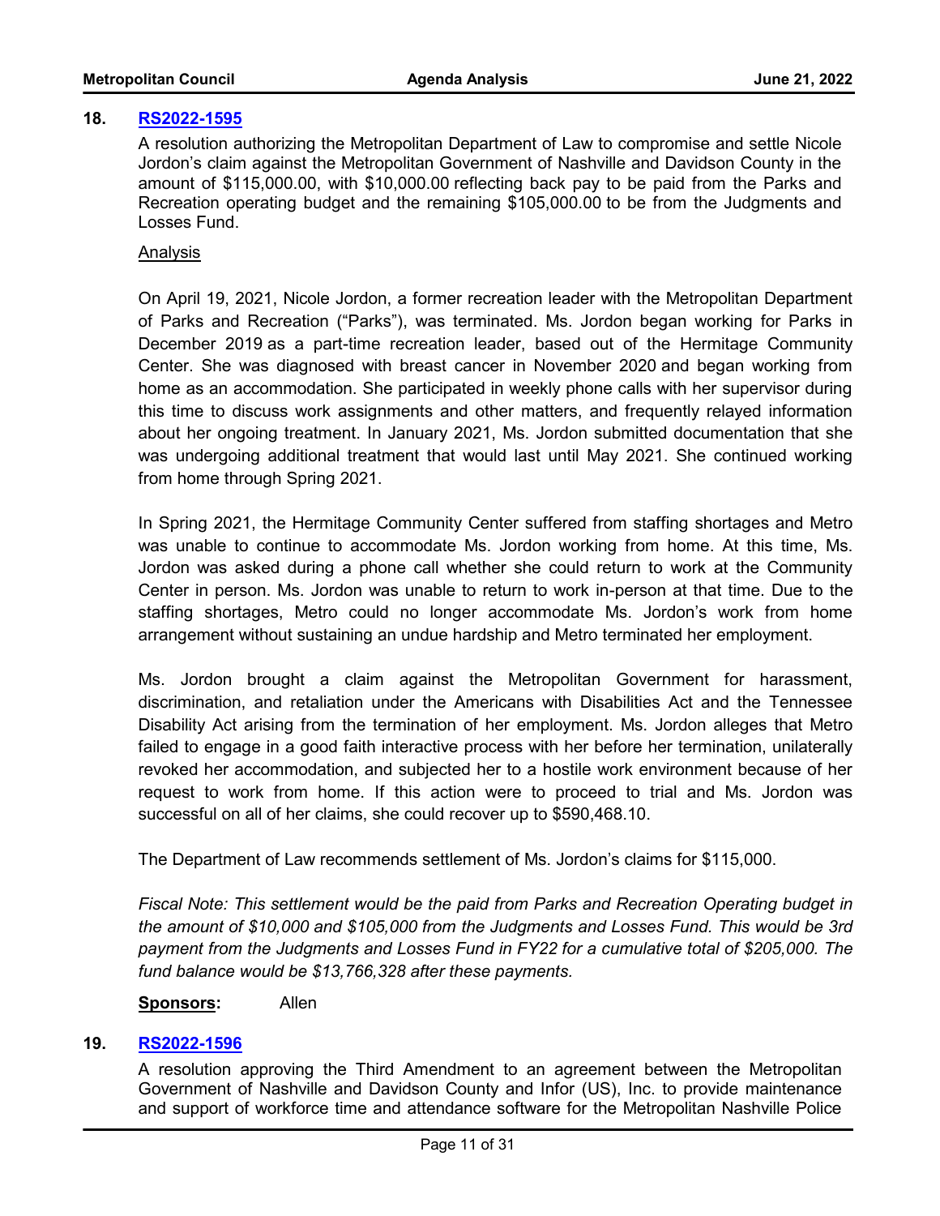## 18. [RS2022-1595]

A resolution authorizing the Metropolitan Department of Law to compromise and settle Nicole Jordon's claim against the Metropolitan Government of Nashville and Davidson County in the amount of $115,000.00, with $10,000.00 reflecting back pay to be paid from the Parks and Recreation operating budget and the remaining $105,000.00 to be from the Judgments and Losses Fund.

Analysis

On April 19, 2021, Nicole Jordon, a former recreation leader with the Metropolitan Department of Parks and Recreation ("Parks"), was terminated. Ms. Jordon began working for Parks in December 2019 as a part-time recreation leader, based out of the Hermitage Community Center. She was diagnosed with breast cancer in November 2020 and began working from home as an accommodation. She participated in weekly phone calls with her supervisor during this time to discuss work assignments and other matters, and frequently relayed information about her ongoing treatment. In January 2021, Ms. Jordon submitted documentation that she was undergoing additional treatment that would last until May 2021. She continued working from home through Spring 2021.

In Spring 2021, the Hermitage Community Center suffered from staffing shortages and Metro was unable to continue to accommodate Ms. Jordon working from home. At this time, Ms. Jordon was asked during a phone call whether she could return to work at the Community Center in person. Ms. Jordon was unable to return to work in-person at that time. Due to the staffing shortages, Metro could no longer accommodate Ms. Jordon's work from home arrangement without sustaining an undue hardship and Metro terminated her employment.

Ms. Jordon brought a claim against the Metropolitan Government for harassment, discrimination, and retaliation under the Americans with Disabilities Act and the Tennessee Disability Act arising from the termination of her employment. Ms. Jordon alleges that Metro failed to engage in a good faith interactive process with her before her termination, unilaterally revoked her accommodation, and subjected her to a hostile work environment because of her request to work from home. If this action were to proceed to trial and Ms. Jordon was successful on all of her claims, she could recover up to $590,468.10.

The Department of Law recommends settlement of Ms. Jordon's claims for $115,000.

*Fiscal Note: This settlement would be the paid from Parks and Recreation Operating budget in the amount of $10,000 and $105,000 from the Judgments and Losses Fund. This would be 3rd payment from the Judgments and Losses Fund in FY22 for a cumulative total of $205,000. The fund balance would be $13,766,328 after these payments.*

**Sponsors:** Allen

## 19. [RS2022-1596]

A resolution approving the Third Amendment to an agreement between the Metropolitan Government of Nashville and Davidson County and Infor (US), Inc. to provide maintenance and support of workforce time and attendance software for the Metropolitan Nashville Police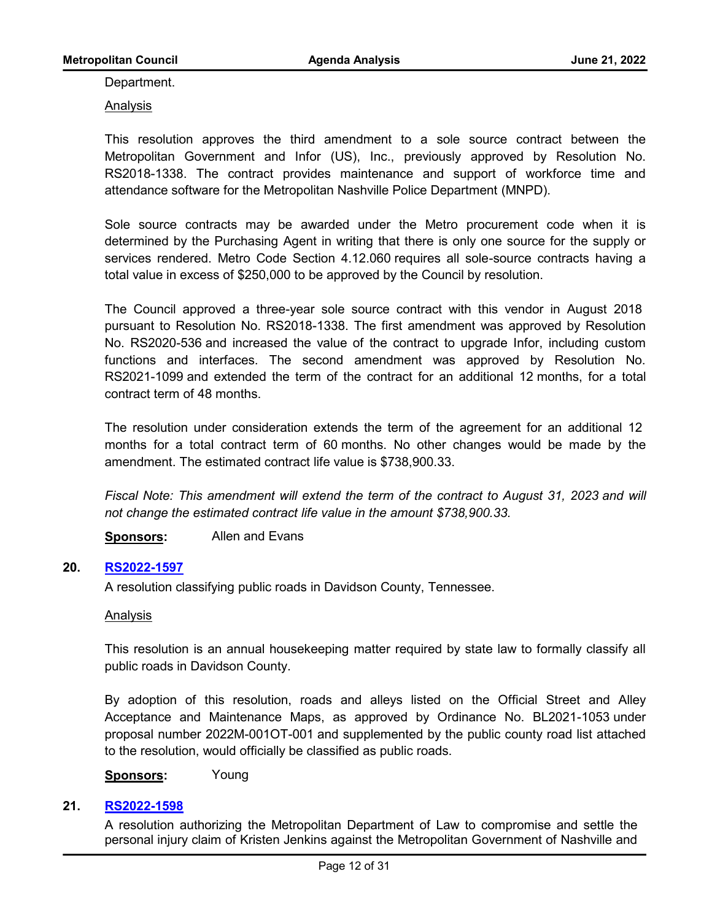Department.

Analysis

This resolution approves the third amendment to a sole source contract between the Metropolitan Government and Infor (US), Inc., previously approved by Resolution No. RS2018-1338. The contract provides maintenance and support of workforce time and attendance software for the Metropolitan Nashville Police Department (MNPD).

Sole source contracts may be awarded under the Metro procurement code when it is determined by the Purchasing Agent in writing that there is only one source for the supply or services rendered. Metro Code Section 4.12.060 requires all sole-source contracts having a total value in excess of $250,000 to be approved by the Council by resolution.

The Council approved a three-year sole source contract with this vendor in August 2018 pursuant to Resolution No. RS2018-1338. The first amendment was approved by Resolution No. RS2020-536 and increased the value of the contract to upgrade Infor, including custom functions and interfaces. The second amendment was approved by Resolution No. RS2021-1099 and extended the term of the contract for an additional 12 months, for a total contract term of 48 months.

The resolution under consideration extends the term of the agreement for an additional 12 months for a total contract term of 60 months. No other changes would be made by the amendment. The estimated contract life value is $738,900.33.

*Fiscal Note: This amendment will extend the term of the contract to August 31, 2023 and will not change the estimated contract life value in the amount $738,900.33.*

**Sponsors:** Allen and Evans

**20. RS2022-1597**

A resolution classifying public roads in Davidson County, Tennessee.

Analysis

This resolution is an annual housekeeping matter required by state law to formally classify all public roads in Davidson County.

By adoption of this resolution, roads and alleys listed on the Official Street and Alley Acceptance and Maintenance Maps, as approved by Ordinance No. BL2021-1053 under proposal number 2022M-001OT-001 and supplemented by the public county road list attached to the resolution, would officially be classified as public roads.

**Sponsors:** Young

**21. RS2022-1598**

A resolution authorizing the Metropolitan Department of Law to compromise and settle the personal injury claim of Kristen Jenkins against the Metropolitan Government of Nashville and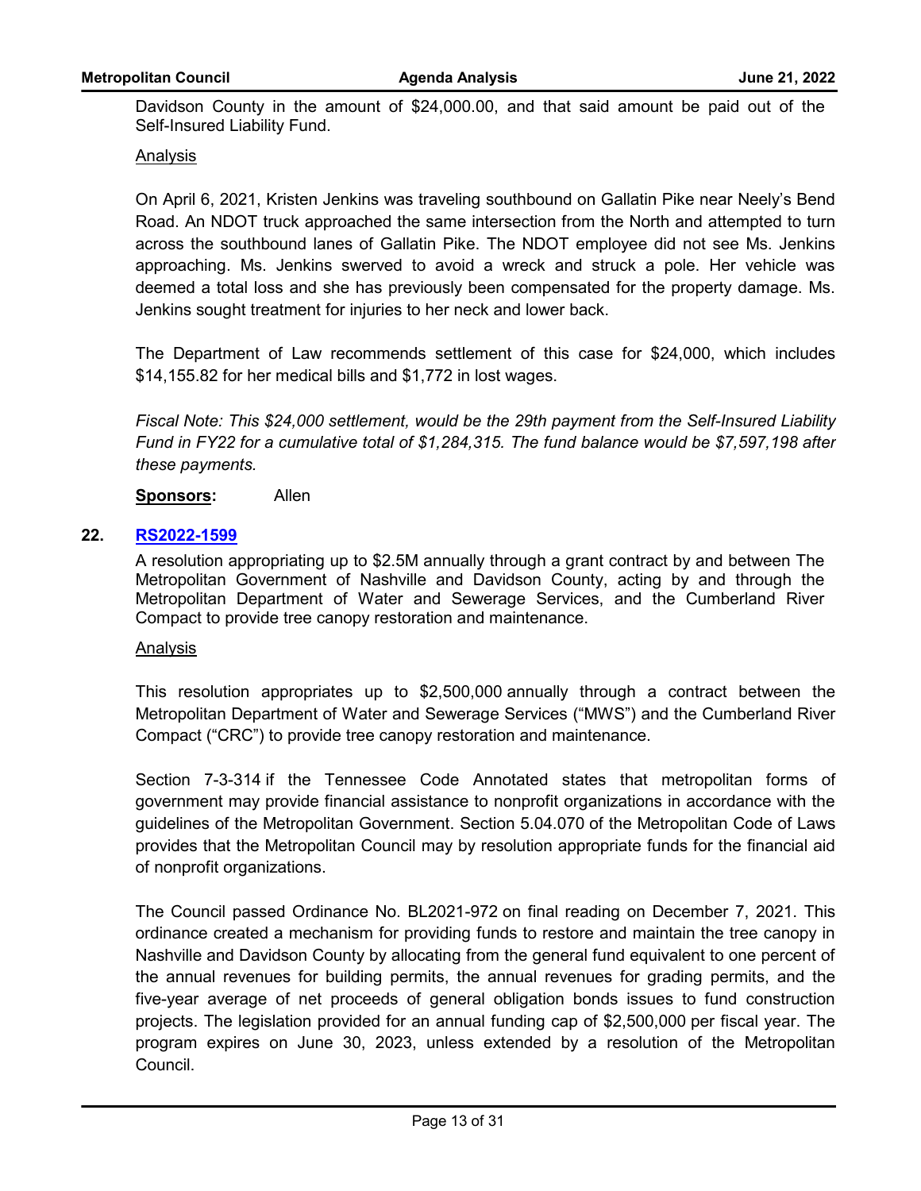Davidson County in the amount of $24,000.00, and that said amount be paid out of the Self-Insured Liability Fund.

Analysis

On April 6, 2021, Kristen Jenkins was traveling southbound on Gallatin Pike near Neely's Bend Road. An NDOT truck approached the same intersection from the North and attempted to turn across the southbound lanes of Gallatin Pike. The NDOT employee did not see Ms. Jenkins approaching. Ms. Jenkins swerved to avoid a wreck and struck a pole. Her vehicle was deemed a total loss and she has previously been compensated for the property damage. Ms. Jenkins sought treatment for injuries to her neck and lower back.

The Department of Law recommends settlement of this case for $24,000, which includes $14,155.82 for her medical bills and $1,772 in lost wages.

*Fiscal Note: This $24,000 settlement, would be the 29th payment from the Self-Insured Liability Fund in FY22 for a cumulative total of $1,284,315. The fund balance would be $7,597,198 after these payments.*

**Sponsors:** Allen

## 22. RS2022-1599

A resolution appropriating up to $2.5M annually through a grant contract by and between The Metropolitan Government of Nashville and Davidson County, acting by and through the Metropolitan Department of Water and Sewerage Services, and the Cumberland River Compact to provide tree canopy restoration and maintenance.

Analysis

This resolution appropriates up to $2,500,000 annually through a contract between the Metropolitan Department of Water and Sewerage Services ("MWS") and the Cumberland River Compact ("CRC") to provide tree canopy restoration and maintenance.

Section 7-3-314 if the Tennessee Code Annotated states that metropolitan forms of government may provide financial assistance to nonprofit organizations in accordance with the guidelines of the Metropolitan Government. Section 5.04.070 of the Metropolitan Code of Laws provides that the Metropolitan Council may by resolution appropriate funds for the financial aid of nonprofit organizations.

The Council passed Ordinance No. BL2021-972 on final reading on December 7, 2021. This ordinance created a mechanism for providing funds to restore and maintain the tree canopy in Nashville and Davidson County by allocating from the general fund equivalent to one percent of the annual revenues for building permits, the annual revenues for grading permits, and the five-year average of net proceeds of general obligation bonds issues to fund construction projects. The legislation provided for an annual funding cap of $2,500,000 per fiscal year. The program expires on June 30, 2023, unless extended by a resolution of the Metropolitan Council.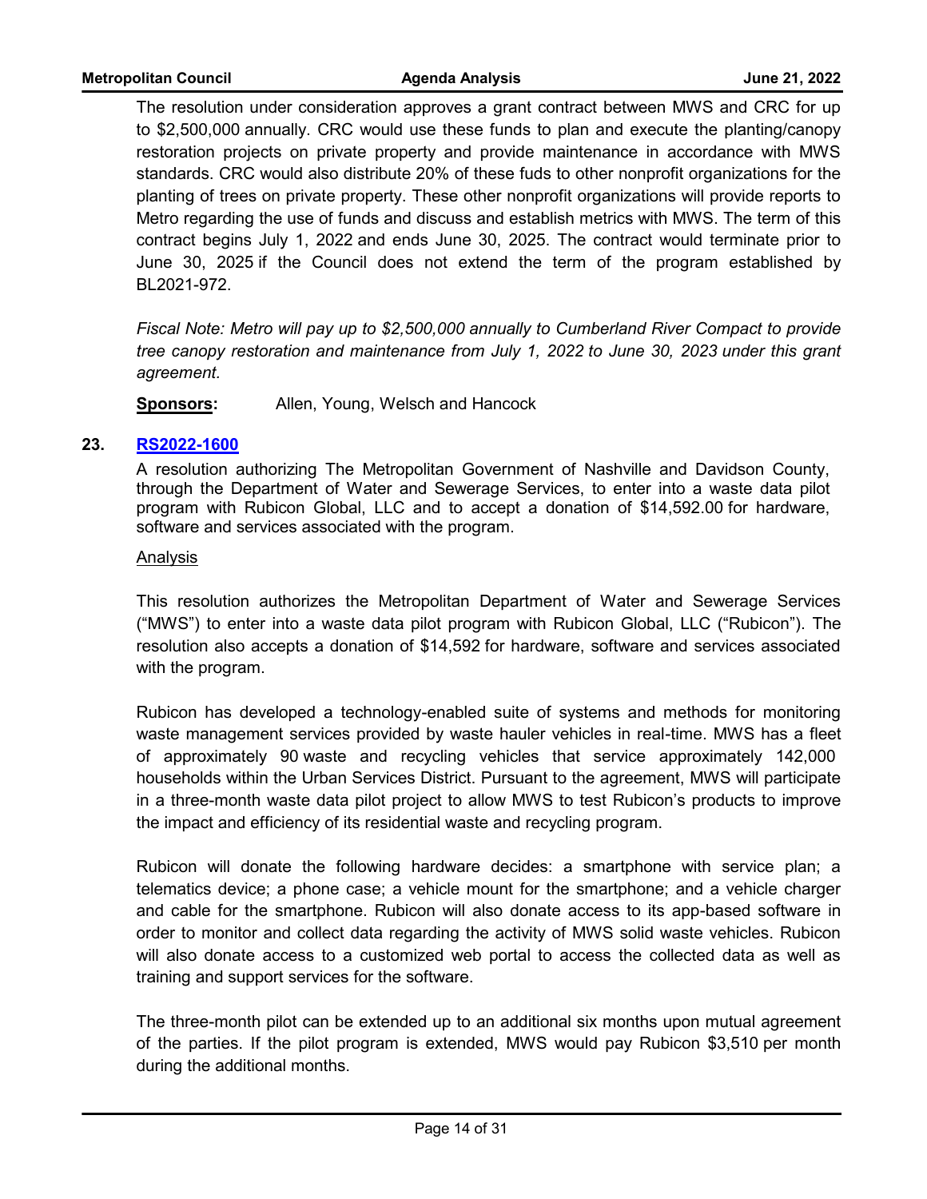The resolution under consideration approves a grant contract between MWS and CRC for up to $2,500,000 annually. CRC would use these funds to plan and execute the planting/canopy restoration projects on private property and provide maintenance in accordance with MWS standards. CRC would also distribute 20% of these fuds to other nonprofit organizations for the planting of trees on private property. These other nonprofit organizations will provide reports to Metro regarding the use of funds and discuss and establish metrics with MWS. The term of this contract begins July 1, 2022 and ends June 30, 2025. The contract would terminate prior to June 30, 2025 if the Council does not extend the term of the program established by BL2021-972.

*Fiscal Note: Metro will pay up to $2,500,000 annually to Cumberland River Compact to provide tree canopy restoration and maintenance from July 1, 2022 to June 30, 2023 under this grant agreement.*

**Sponsors:** Allen, Young, Welsch and Hancock

**23. RS2022-1600**

A resolution authorizing The Metropolitan Government of Nashville and Davidson County, through the Department of Water and Sewerage Services, to enter into a waste data pilot program with Rubicon Global, LLC and to accept a donation of $14,592.00 for hardware, software and services associated with the program.

Analysis

This resolution authorizes the Metropolitan Department of Water and Sewerage Services ("MWS") to enter into a waste data pilot program with Rubicon Global, LLC ("Rubicon"). The resolution also accepts a donation of $14,592 for hardware, software and services associated with the program.

Rubicon has developed a technology-enabled suite of systems and methods for monitoring waste management services provided by waste hauler vehicles in real-time. MWS has a fleet of approximately 90 waste and recycling vehicles that service approximately 142,000 households within the Urban Services District. Pursuant to the agreement, MWS will participate in a three-month waste data pilot project to allow MWS to test Rubicon's products to improve the impact and efficiency of its residential waste and recycling program.

Rubicon will donate the following hardware decides: a smartphone with service plan; a telematics device; a phone case; a vehicle mount for the smartphone; and a vehicle charger and cable for the smartphone. Rubicon will also donate access to its app-based software in order to monitor and collect data regarding the activity of MWS solid waste vehicles. Rubicon will also donate access to a customized web portal to access the collected data as well as training and support services for the software.

The three-month pilot can be extended up to an additional six months upon mutual agreement of the parties. If the pilot program is extended, MWS would pay Rubicon $3,510 per month during the additional months.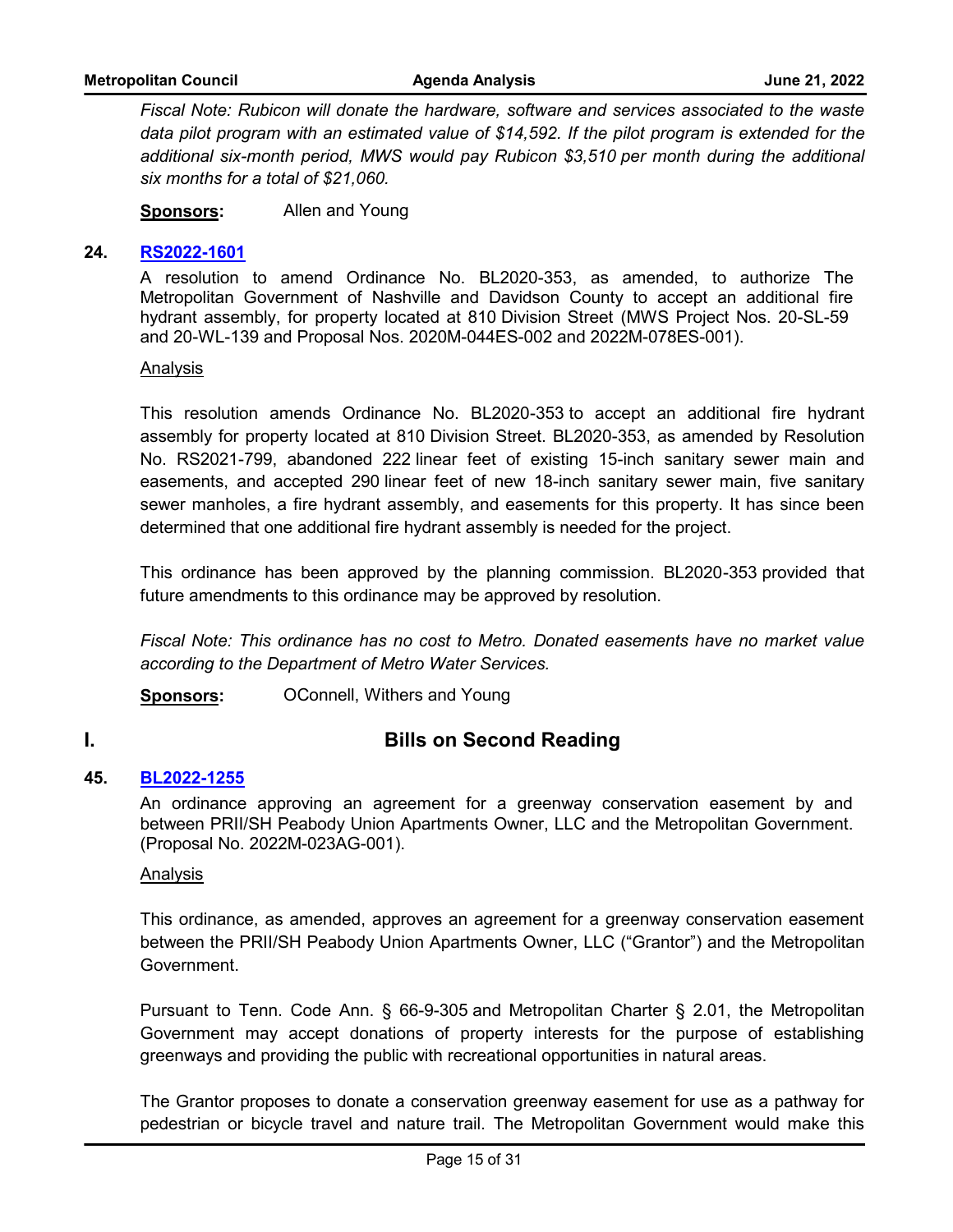*Fiscal Note: Rubicon will donate the hardware, software and services associated to the waste data pilot program with an estimated value of $14,592. If the pilot program is extended for the additional six-month period, MWS would pay Rubicon $3,510 per month during the additional six months for a total of $21,060.*

**Sponsors:** Allen and Young

**24. [RS2022-1601](RS2022-1601)**

A resolution to amend Ordinance No. BL2020-353, as amended, to authorize The Metropolitan Government of Nashville and Davidson County to accept an additional fire hydrant assembly, for property located at 810 Division Street (MWS Project Nos. 20-SL-59 and 20-WL-139 and Proposal Nos. 2020M-044ES-002 and 2022M-078ES-001).

Analysis

This resolution amends Ordinance No. BL2020-353 to accept an additional fire hydrant assembly for property located at 810 Division Street. BL2020-353, as amended by Resolution No. RS2021-799, abandoned 222 linear feet of existing 15-inch sanitary sewer main and easements, and accepted 290 linear feet of new 18-inch sanitary sewer main, five sanitary sewer manholes, a fire hydrant assembly, and easements for this property. It has since been determined that one additional fire hydrant assembly is needed for the project.

This ordinance has been approved by the planning commission. BL2020-353 provided that future amendments to this ordinance may be approved by resolution.

*Fiscal Note: This ordinance has no cost to Metro. Donated easements have no market value according to the Department of Metro Water Services.*

**Sponsors:** OConnell, Withers and Young

# I. Bills on Second Reading

**45. [BL2022-1255](BL2022-1255)**

An ordinance approving an agreement for a greenway conservation easement by and between PRII/SH Peabody Union Apartments Owner, LLC and the Metropolitan Government. (Proposal No. 2022M-023AG-001).

Analysis

This ordinance, as amended, approves an agreement for a greenway conservation easement between the PRII/SH Peabody Union Apartments Owner, LLC ("Grantor") and the Metropolitan Government.

Pursuant to Tenn. Code Ann. § 66-9-305 and Metropolitan Charter § 2.01, the Metropolitan Government may accept donations of property interests for the purpose of establishing greenways and providing the public with recreational opportunities in natural areas.

The Grantor proposes to donate a conservation greenway easement for use as a pathway for pedestrian or bicycle travel and nature trail. The Metropolitan Government would make this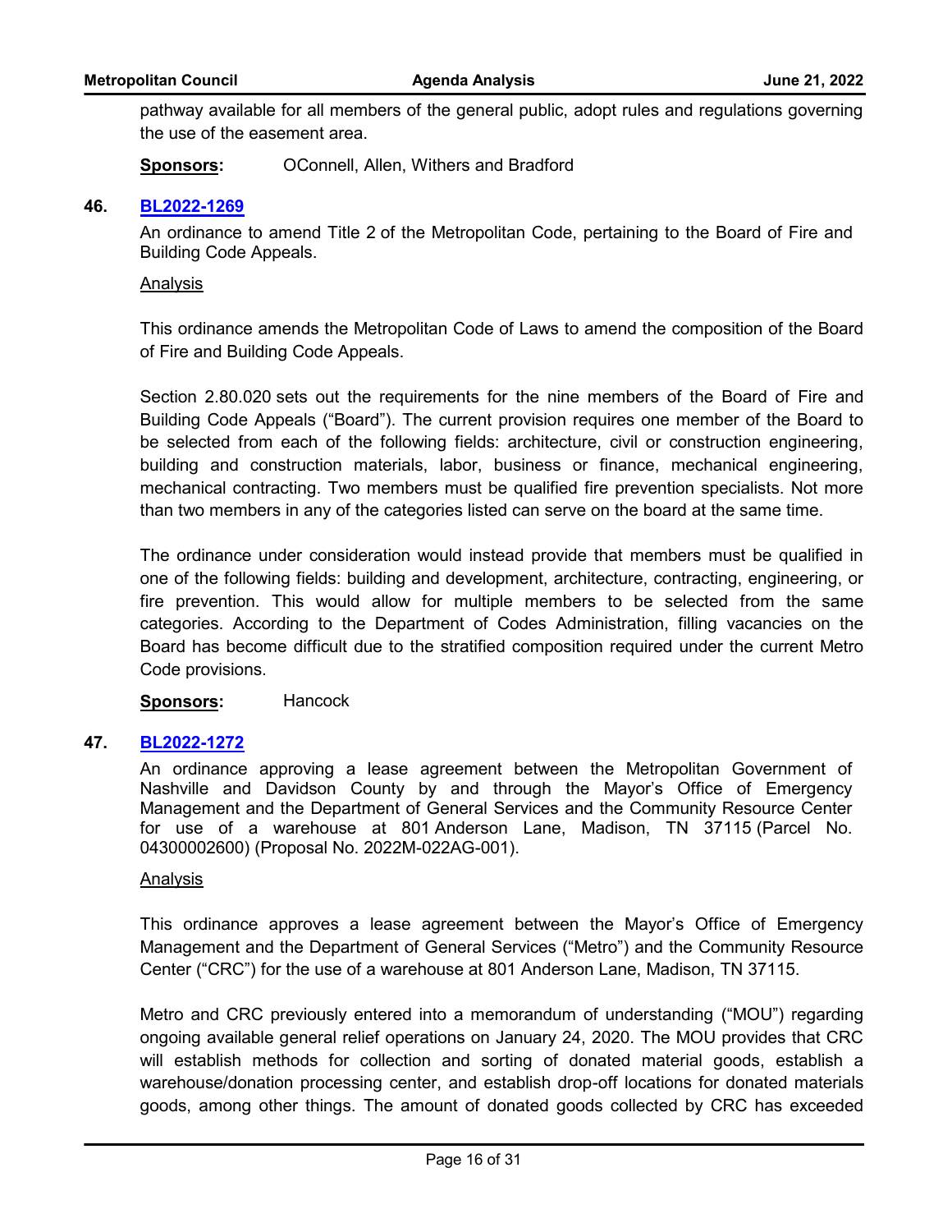pathway available for all members of the general public, adopt rules and regulations governing the use of the easement area.

**Sponsors:** OConnell, Allen, Withers and Bradford

**46. BL2022-1269**

An ordinance to amend Title 2 of the Metropolitan Code, pertaining to the Board of Fire and Building Code Appeals.

Analysis

This ordinance amends the Metropolitan Code of Laws to amend the composition of the Board of Fire and Building Code Appeals.

Section 2.80.020 sets out the requirements for the nine members of the Board of Fire and Building Code Appeals ("Board"). The current provision requires one member of the Board to be selected from each of the following fields: architecture, civil or construction engineering, building and construction materials, labor, business or finance, mechanical engineering, mechanical contracting. Two members must be qualified fire prevention specialists. Not more than two members in any of the categories listed can serve on the board at the same time.

The ordinance under consideration would instead provide that members must be qualified in one of the following fields: building and development, architecture, contracting, engineering, or fire prevention. This would allow for multiple members to be selected from the same categories. According to the Department of Codes Administration, filling vacancies on the Board has become difficult due to the stratified composition required under the current Metro Code provisions.

**Sponsors:** Hancock

**47. BL2022-1272**

An ordinance approving a lease agreement between the Metropolitan Government of Nashville and Davidson County by and through the Mayor's Office of Emergency Management and the Department of General Services and the Community Resource Center for use of a warehouse at 801 Anderson Lane, Madison, TN 37115 (Parcel No. 04300002600) (Proposal No. 2022M-022AG-001).

Analysis

This ordinance approves a lease agreement between the Mayor's Office of Emergency Management and the Department of General Services ("Metro") and the Community Resource Center ("CRC") for the use of a warehouse at 801 Anderson Lane, Madison, TN 37115.

Metro and CRC previously entered into a memorandum of understanding ("MOU") regarding ongoing available general relief operations on January 24, 2020. The MOU provides that CRC will establish methods for collection and sorting of donated material goods, establish a warehouse/donation processing center, and establish drop-off locations for donated materials goods, among other things. The amount of donated goods collected by CRC has exceeded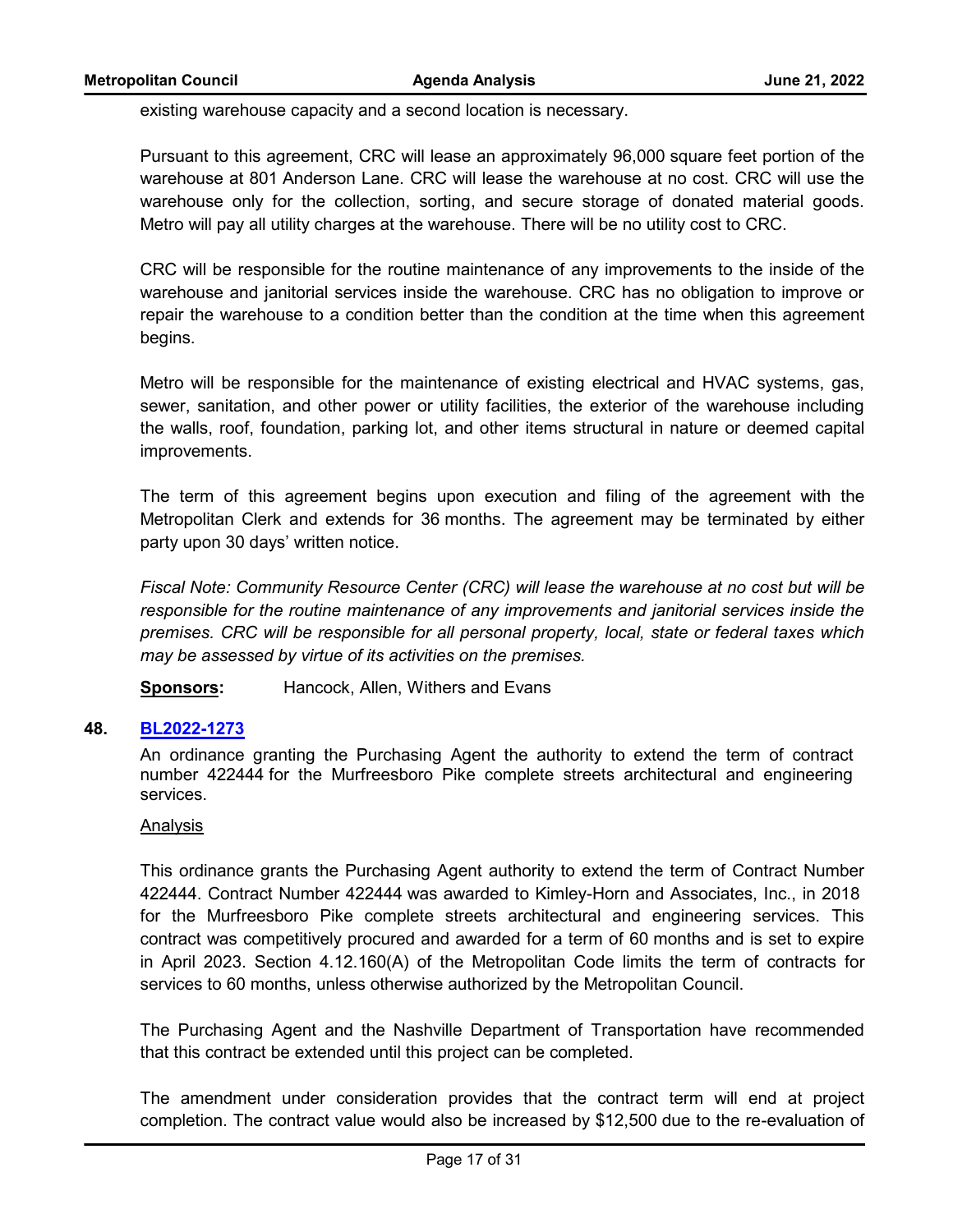existing warehouse capacity and a second location is necessary.

Pursuant to this agreement, CRC will lease an approximately 96,000 square feet portion of the warehouse at 801 Anderson Lane. CRC will lease the warehouse at no cost. CRC will use the warehouse only for the collection, sorting, and secure storage of donated material goods. Metro will pay all utility charges at the warehouse. There will be no utility cost to CRC.

CRC will be responsible for the routine maintenance of any improvements to the inside of the warehouse and janitorial services inside the warehouse. CRC has no obligation to improve or repair the warehouse to a condition better than the condition at the time when this agreement begins.

Metro will be responsible for the maintenance of existing electrical and HVAC systems, gas, sewer, sanitation, and other power or utility facilities, the exterior of the warehouse including the walls, roof, foundation, parking lot, and other items structural in nature or deemed capital improvements.

The term of this agreement begins upon execution and filing of the agreement with the Metropolitan Clerk and extends for 36 months. The agreement may be terminated by either party upon 30 days' written notice.

*Fiscal Note: Community Resource Center (CRC) will lease the warehouse at no cost but will be responsible for the routine maintenance of any improvements and janitorial services inside the premises. CRC will be responsible for all personal property, local, state or federal taxes which may be assessed by virtue of its activities on the premises.*

**Sponsors:** Hancock, Allen, Withers and Evans

**48. BL2022-1273**

An ordinance granting the Purchasing Agent the authority to extend the term of contract number 422444 for the Murfreesboro Pike complete streets architectural and engineering services.

Analysis

This ordinance grants the Purchasing Agent authority to extend the term of Contract Number 422444. Contract Number 422444 was awarded to Kimley-Horn and Associates, Inc., in 2018 for the Murfreesboro Pike complete streets architectural and engineering services. This contract was competitively procured and awarded for a term of 60 months and is set to expire in April 2023. Section 4.12.160(A) of the Metropolitan Code limits the term of contracts for services to 60 months, unless otherwise authorized by the Metropolitan Council.

The Purchasing Agent and the Nashville Department of Transportation have recommended that this contract be extended until this project can be completed.

The amendment under consideration provides that the contract term will end at project completion. The contract value would also be increased by $12,500 due to the re-evaluation of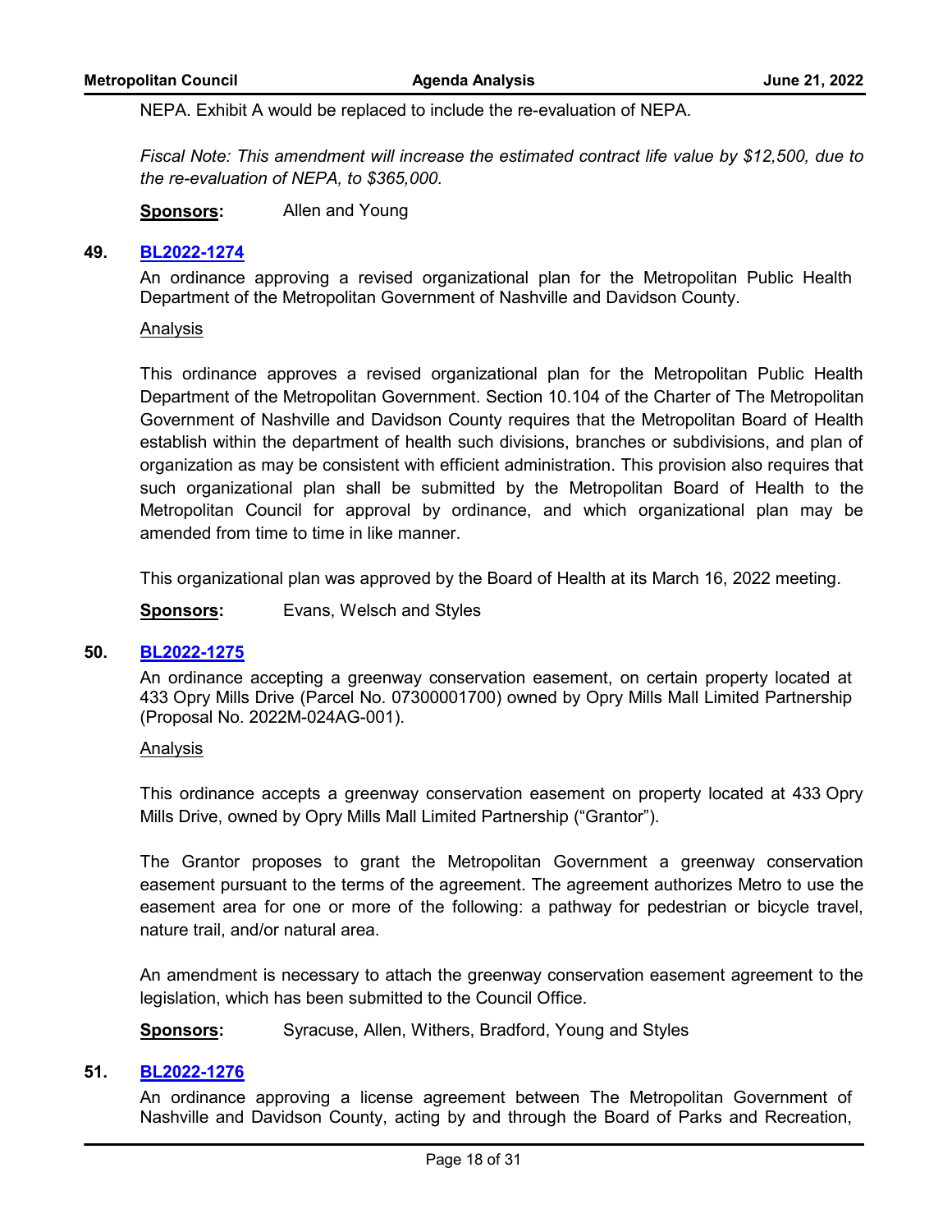NEPA. Exhibit A would be replaced to include the re-evaluation of NEPA.

*Fiscal Note: This amendment will increase the estimated contract life value by $12,500, due to the re-evaluation of NEPA, to $365,000.*

**Sponsors:** Allen and Young

## 49. BL2022-1274

An ordinance approving a revised organizational plan for the Metropolitan Public Health Department of the Metropolitan Government of Nashville and Davidson County.

Analysis

This ordinance approves a revised organizational plan for the Metropolitan Public Health Department of the Metropolitan Government. Section 10.104 of the Charter of The Metropolitan Government of Nashville and Davidson County requires that the Metropolitan Board of Health establish within the department of health such divisions, branches or subdivisions, and plan of organization as may be consistent with efficient administration. This provision also requires that such organizational plan shall be submitted by the Metropolitan Board of Health to the Metropolitan Council for approval by ordinance, and which organizational plan may be amended from time to time in like manner.

This organizational plan was approved by the Board of Health at its March 16, 2022 meeting.

**Sponsors:** Evans, Welsch and Styles

## 50. BL2022-1275

An ordinance accepting a greenway conservation easement, on certain property located at 433 Opry Mills Drive (Parcel No. 07300001700) owned by Opry Mills Mall Limited Partnership (Proposal No. 2022M-024AG-001).

Analysis

This ordinance accepts a greenway conservation easement on property located at 433 Opry Mills Drive, owned by Opry Mills Mall Limited Partnership ("Grantor").

The Grantor proposes to grant the Metropolitan Government a greenway conservation easement pursuant to the terms of the agreement. The agreement authorizes Metro to use the easement area for one or more of the following: a pathway for pedestrian or bicycle travel, nature trail, and/or natural area.

An amendment is necessary to attach the greenway conservation easement agreement to the legislation, which has been submitted to the Council Office.

**Sponsors:** Syracuse, Allen, Withers, Bradford, Young and Styles

## 51. BL2022-1276

An ordinance approving a license agreement between The Metropolitan Government of Nashville and Davidson County, acting by and through the Board of Parks and Recreation,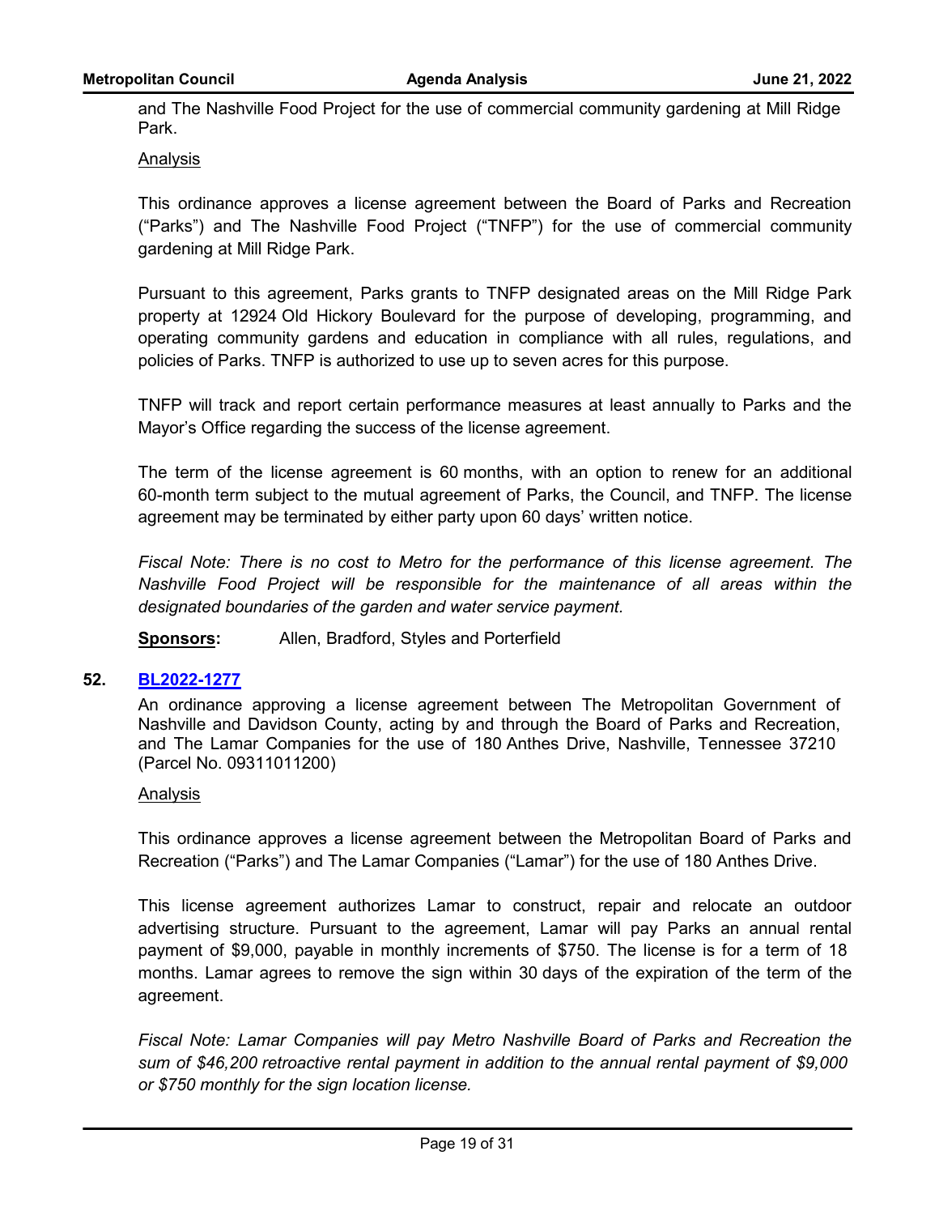and The Nashville Food Project for the use of commercial community gardening at Mill Ridge Park.

Analysis

This ordinance approves a license agreement between the Board of Parks and Recreation ("Parks") and The Nashville Food Project ("TNFP") for the use of commercial community gardening at Mill Ridge Park.

Pursuant to this agreement, Parks grants to TNFP designated areas on the Mill Ridge Park property at 12924 Old Hickory Boulevard for the purpose of developing, programming, and operating community gardens and education in compliance with all rules, regulations, and policies of Parks. TNFP is authorized to use up to seven acres for this purpose.

TNFP will track and report certain performance measures at least annually to Parks and the Mayor's Office regarding the success of the license agreement.

The term of the license agreement is 60 months, with an option to renew for an additional 60-month term subject to the mutual agreement of Parks, the Council, and TNFP. The license agreement may be terminated by either party upon 60 days' written notice.

*Fiscal Note: There is no cost to Metro for the performance of this license agreement. The Nashville Food Project will be responsible for the maintenance of all areas within the designated boundaries of the garden and water service payment.*

**Sponsors:** Allen, Bradford, Styles and Porterfield

**52. BL2022-1277**

An ordinance approving a license agreement between The Metropolitan Government of Nashville and Davidson County, acting by and through the Board of Parks and Recreation, and The Lamar Companies for the use of 180 Anthes Drive, Nashville, Tennessee 37210 (Parcel No. 09311011200)

Analysis

This ordinance approves a license agreement between the Metropolitan Board of Parks and Recreation ("Parks") and The Lamar Companies ("Lamar") for the use of 180 Anthes Drive.

This license agreement authorizes Lamar to construct, repair and relocate an outdoor advertising structure. Pursuant to the agreement, Lamar will pay Parks an annual rental payment of $9,000, payable in monthly increments of $750. The license is for a term of 18 months. Lamar agrees to remove the sign within 30 days of the expiration of the term of the agreement.

*Fiscal Note: Lamar Companies will pay Metro Nashville Board of Parks and Recreation the sum of $46,200 retroactive rental payment in addition to the annual rental payment of $9,000 or $750 monthly for the sign location license.*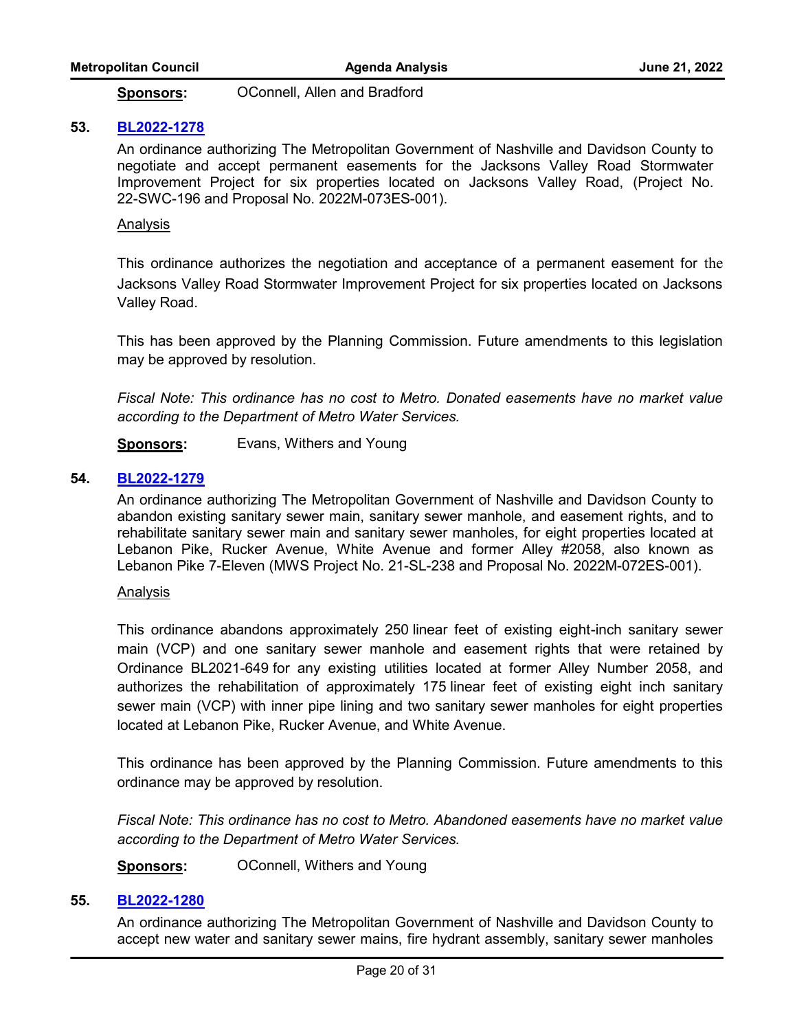**Sponsors:** OConnell, Allen and Bradford

**53. BL2022-1278**

An ordinance authorizing The Metropolitan Government of Nashville and Davidson County to negotiate and accept permanent easements for the Jacksons Valley Road Stormwater Improvement Project for six properties located on Jacksons Valley Road, (Project No. 22-SWC-196 and Proposal No. 2022M-073ES-001).

Analysis

This ordinance authorizes the negotiation and acceptance of a permanent easement for the Jacksons Valley Road Stormwater Improvement Project for six properties located on Jacksons Valley Road.

This has been approved by the Planning Commission. Future amendments to this legislation may be approved by resolution.

*Fiscal Note: This ordinance has no cost to Metro. Donated easements have no market value according to the Department of Metro Water Services.*

**Sponsors:** Evans, Withers and Young

**54. BL2022-1279**

An ordinance authorizing The Metropolitan Government of Nashville and Davidson County to abandon existing sanitary sewer main, sanitary sewer manhole, and easement rights, and to rehabilitate sanitary sewer main and sanitary sewer manholes, for eight properties located at Lebanon Pike, Rucker Avenue, White Avenue and former Alley #2058, also known as Lebanon Pike 7-Eleven (MWS Project No. 21-SL-238 and Proposal No. 2022M-072ES-001).

Analysis

This ordinance abandons approximately 250 linear feet of existing eight-inch sanitary sewer main (VCP) and one sanitary sewer manhole and easement rights that were retained by Ordinance BL2021-649 for any existing utilities located at former Alley Number 2058, and authorizes the rehabilitation of approximately 175 linear feet of existing eight inch sanitary sewer main (VCP) with inner pipe lining and two sanitary sewer manholes for eight properties located at Lebanon Pike, Rucker Avenue, and White Avenue.

This ordinance has been approved by the Planning Commission. Future amendments to this ordinance may be approved by resolution.

*Fiscal Note: This ordinance has no cost to Metro. Abandoned easements have no market value according to the Department of Metro Water Services.*

**Sponsors:** OConnell, Withers and Young

**55. BL2022-1280**

An ordinance authorizing The Metropolitan Government of Nashville and Davidson County to accept new water and sanitary sewer mains, fire hydrant assembly, sanitary sewer manholes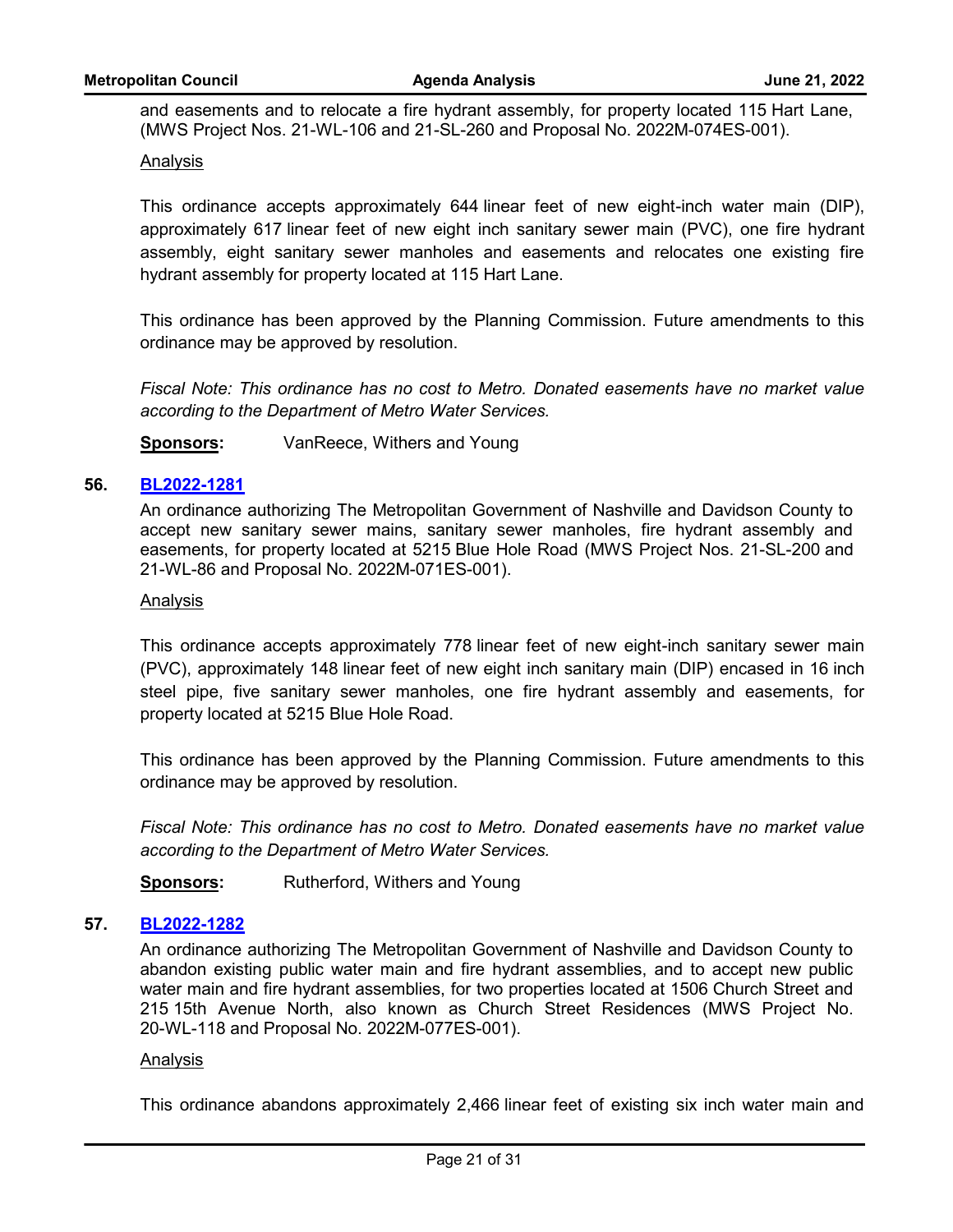and easements and to relocate a fire hydrant assembly, for property located 115 Hart Lane, (MWS Project Nos. 21-WL-106 and 21-SL-260 and Proposal No. 2022M-074ES-001).

Analysis

This ordinance accepts approximately 644 linear feet of new eight-inch water main (DIP), approximately 617 linear feet of new eight inch sanitary sewer main (PVC), one fire hydrant assembly, eight sanitary sewer manholes and easements and relocates one existing fire hydrant assembly for property located at 115 Hart Lane.

This ordinance has been approved by the Planning Commission. Future amendments to this ordinance may be approved by resolution.

*Fiscal Note: This ordinance has no cost to Metro. Donated easements have no market value according to the Department of Metro Water Services.*

**Sponsors:** VanReece, Withers and Young

**56. BL2022-1281**

An ordinance authorizing The Metropolitan Government of Nashville and Davidson County to accept new sanitary sewer mains, sanitary sewer manholes, fire hydrant assembly and easements, for property located at 5215 Blue Hole Road (MWS Project Nos. 21-SL-200 and 21-WL-86 and Proposal No. 2022M-071ES-001).

Analysis

This ordinance accepts approximately 778 linear feet of new eight-inch sanitary sewer main (PVC), approximately 148 linear feet of new eight inch sanitary main (DIP) encased in 16 inch steel pipe, five sanitary sewer manholes, one fire hydrant assembly and easements, for property located at 5215 Blue Hole Road.

This ordinance has been approved by the Planning Commission. Future amendments to this ordinance may be approved by resolution.

*Fiscal Note: This ordinance has no cost to Metro. Donated easements have no market value according to the Department of Metro Water Services.*

**Sponsors:** Rutherford, Withers and Young

**57. BL2022-1282**

An ordinance authorizing The Metropolitan Government of Nashville and Davidson County to abandon existing public water main and fire hydrant assemblies, and to accept new public water main and fire hydrant assemblies, for two properties located at 1506 Church Street and 215 15th Avenue North, also known as Church Street Residences (MWS Project No. 20-WL-118 and Proposal No. 2022M-077ES-001).

Analysis

This ordinance abandons approximately 2,466 linear feet of existing six inch water main and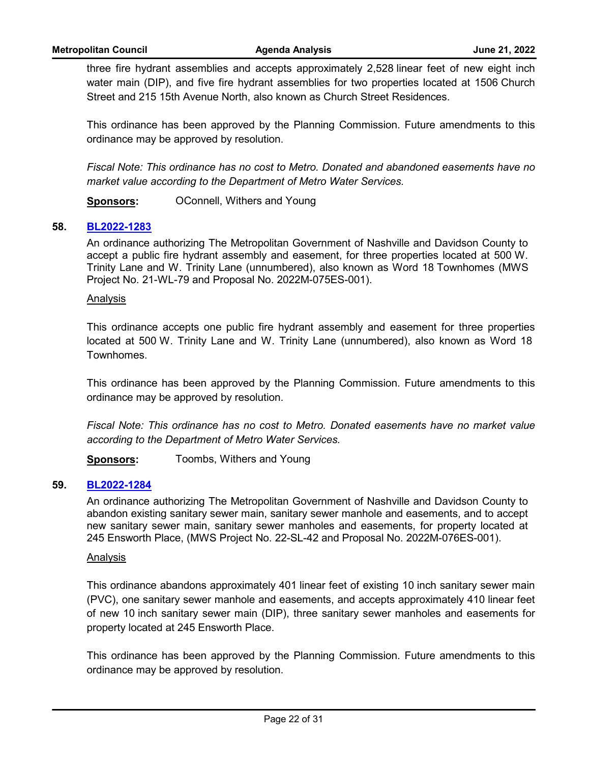three fire hydrant assemblies and accepts approximately 2,528 linear feet of new eight inch water main (DIP), and five fire hydrant assemblies for two properties located at 1506 Church Street and 215 15th Avenue North, also known as Church Street Residences.

This ordinance has been approved by the Planning Commission. Future amendments to this ordinance may be approved by resolution.

*Fiscal Note: This ordinance has no cost to Metro. Donated and abandoned easements have no market value according to the Department of Metro Water Services.*

**Sponsors:** OConnell, Withers and Young

**58. BL2022-1283**

An ordinance authorizing The Metropolitan Government of Nashville and Davidson County to accept a public fire hydrant assembly and easement, for three properties located at 500 W. Trinity Lane and W. Trinity Lane (unnumbered), also known as Word 18 Townhomes (MWS Project No. 21-WL-79 and Proposal No. 2022M-075ES-001).

Analysis

This ordinance accepts one public fire hydrant assembly and easement for three properties located at 500 W. Trinity Lane and W. Trinity Lane (unnumbered), also known as Word 18 Townhomes.

This ordinance has been approved by the Planning Commission. Future amendments to this ordinance may be approved by resolution.

*Fiscal Note: This ordinance has no cost to Metro. Donated easements have no market value according to the Department of Metro Water Services.*

**Sponsors:** Toombs, Withers and Young

**59. BL2022-1284**

An ordinance authorizing The Metropolitan Government of Nashville and Davidson County to abandon existing sanitary sewer main, sanitary sewer manhole and easements, and to accept new sanitary sewer main, sanitary sewer manholes and easements, for property located at 245 Ensworth Place, (MWS Project No. 22-SL-42 and Proposal No. 2022M-076ES-001).

Analysis

This ordinance abandons approximately 401 linear feet of existing 10 inch sanitary sewer main (PVC), one sanitary sewer manhole and easements, and accepts approximately 410 linear feet of new 10 inch sanitary sewer main (DIP), three sanitary sewer manholes and easements for property located at 245 Ensworth Place.

This ordinance has been approved by the Planning Commission. Future amendments to this ordinance may be approved by resolution.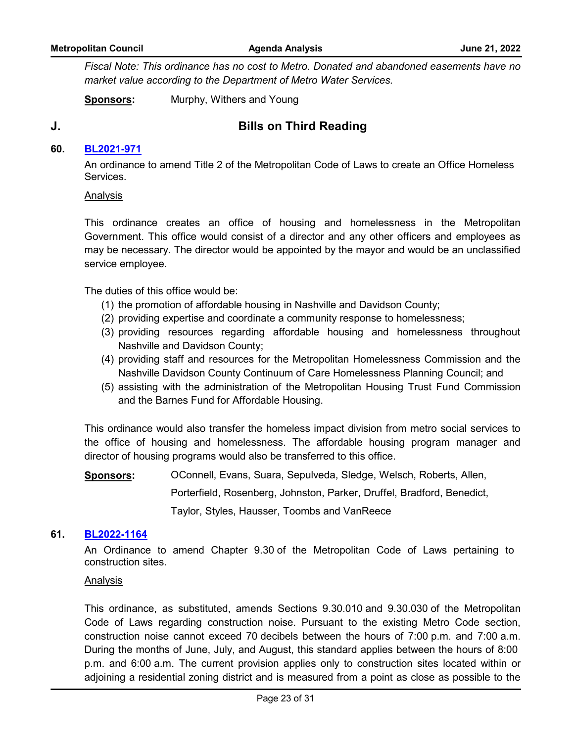*Fiscal Note: This ordinance has no cost to Metro. Donated and abandoned easements have no market value according to the Department of Metro Water Services.*

**Sponsors:** Murphy, Withers and Young

## J. Bills on Third Reading

**60. BL2021-971**

An ordinance to amend Title 2 of the Metropolitan Code of Laws to create an Office Homeless Services.

Analysis

This ordinance creates an office of housing and homelessness in the Metropolitan Government. This office would consist of a director and any other officers and employees as may be necessary. The director would be appointed by the mayor and would be an unclassified service employee.

The duties of this office would be:

(1) the promotion of affordable housing in Nashville and Davidson County;
(2) providing expertise and coordinate a community response to homelessness;
(3) providing resources regarding affordable housing and homelessness throughout Nashville and Davidson County;
(4) providing staff and resources for the Metropolitan Homelessness Commission and the Nashville Davidson County Continuum of Care Homelessness Planning Council; and
(5) assisting with the administration of the Metropolitan Housing Trust Fund Commission and the Barnes Fund for Affordable Housing.

This ordinance would also transfer the homeless impact division from metro social services to the office of housing and homelessness. The affordable housing program manager and director of housing programs would also be transferred to this office.

**Sponsors:** OConnell, Evans, Suara, Sepulveda, Sledge, Welsch, Roberts, Allen, Porterfield, Rosenberg, Johnston, Parker, Druffel, Bradford, Benedict, Taylor, Styles, Hausser, Toombs and VanReece

**61. BL2022-1164**

An Ordinance to amend Chapter 9.30 of the Metropolitan Code of Laws pertaining to construction sites.

Analysis

This ordinance, as substituted, amends Sections 9.30.010 and 9.30.030 of the Metropolitan Code of Laws regarding construction noise. Pursuant to the existing Metro Code section, construction noise cannot exceed 70 decibels between the hours of 7:00 p.m. and 7:00 a.m. During the months of June, July, and August, this standard applies between the hours of 8:00 p.m. and 6:00 a.m. The current provision applies only to construction sites located within or adjoining a residential zoning district and is measured from a point as close as possible to the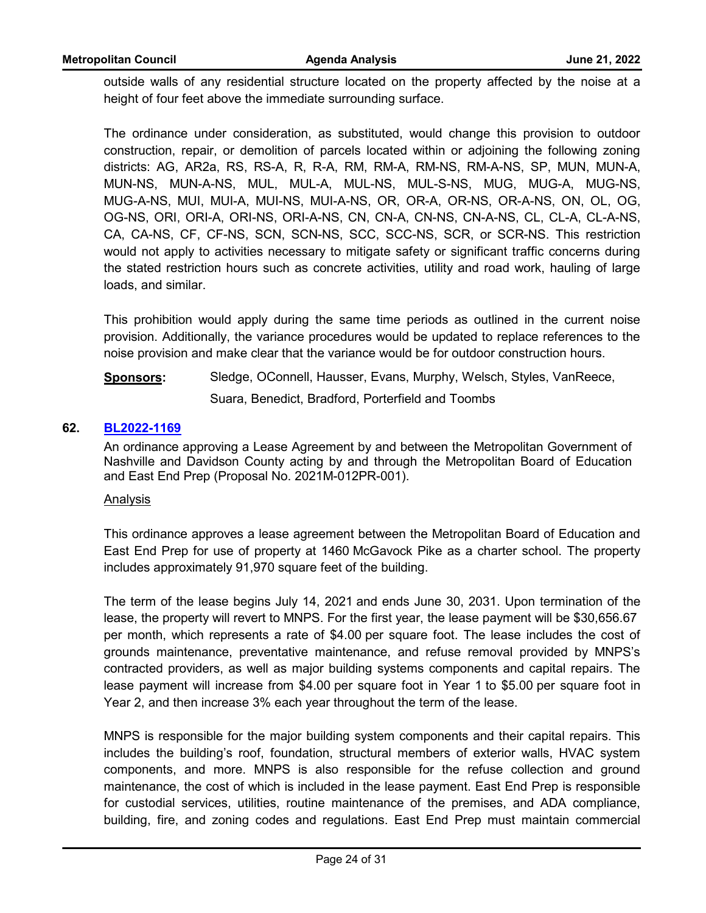outside walls of any residential structure located on the property affected by the noise at a height of four feet above the immediate surrounding surface.

The ordinance under consideration, as substituted, would change this provision to outdoor construction, repair, or demolition of parcels located within or adjoining the following zoning districts: AG, AR2a, RS, RS-A, R, R-A, RM, RM-A, RM-NS, RM-A-NS, SP, MUN, MUN-A, MUN-NS, MUN-A-NS, MUL, MUL-A, MUL-NS, MUL-S-NS, MUG, MUG-A, MUG-NS, MUG-A-NS, MUI, MUI-A, MUI-NS, MUI-A-NS, OR, OR-A, OR-NS, OR-A-NS, ON, OL, OG, OG-NS, ORI, ORI-A, ORI-NS, ORI-A-NS, CN, CN-A, CN-NS, CN-A-NS, CL, CL-A, CL-A-NS, CA, CA-NS, CF, CF-NS, SCN, SCN-NS, SCC, SCC-NS, SCR, or SCR-NS. This restriction would not apply to activities necessary to mitigate safety or significant traffic concerns during the stated restriction hours such as concrete activities, utility and road work, hauling of large loads, and similar.

This prohibition would apply during the same time periods as outlined in the current noise provision. Additionally, the variance procedures would be updated to replace references to the noise provision and make clear that the variance would be for outdoor construction hours.

**Sponsors:** Sledge, OConnell, Hausser, Evans, Murphy, Welsch, Styles, VanReece, Suara, Benedict, Bradford, Porterfield and Toombs

## 62. BL2022-1169

An ordinance approving a Lease Agreement by and between the Metropolitan Government of Nashville and Davidson County acting by and through the Metropolitan Board of Education and East End Prep (Proposal No. 2021M-012PR-001).

Analysis

This ordinance approves a lease agreement between the Metropolitan Board of Education and East End Prep for use of property at 1460 McGavock Pike as a charter school. The property includes approximately 91,970 square feet of the building.

The term of the lease begins July 14, 2021 and ends June 30, 2031. Upon termination of the lease, the property will revert to MNPS. For the first year, the lease payment will be $30,656.67 per month, which represents a rate of $4.00 per square foot. The lease includes the cost of grounds maintenance, preventative maintenance, and refuse removal provided by MNPS's contracted providers, as well as major building systems components and capital repairs. The lease payment will increase from $4.00 per square foot in Year 1 to $5.00 per square foot in Year 2, and then increase 3% each year throughout the term of the lease.

MNPS is responsible for the major building system components and their capital repairs. This includes the building's roof, foundation, structural members of exterior walls, HVAC system components, and more. MNPS is also responsible for the refuse collection and ground maintenance, the cost of which is included in the lease payment. East End Prep is responsible for custodial services, utilities, routine maintenance of the premises, and ADA compliance, building, fire, and zoning codes and regulations. East End Prep must maintain commercial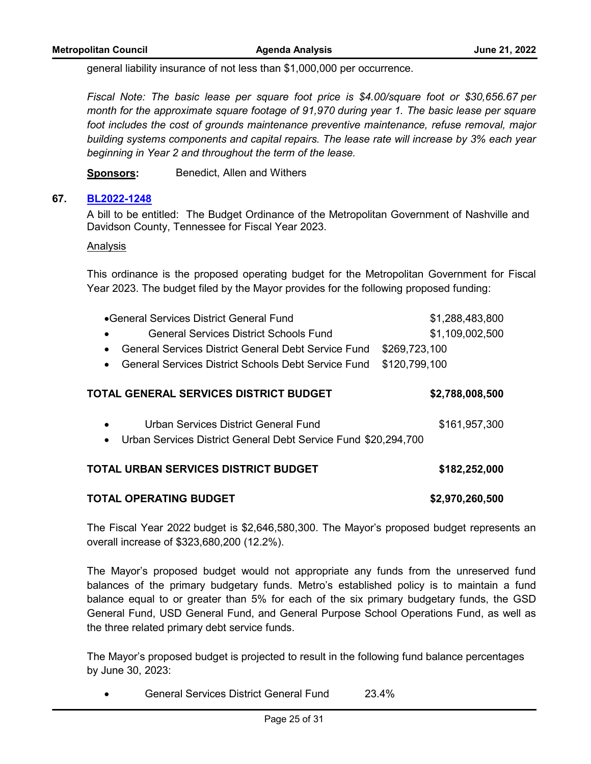general liability insurance of not less than $1,000,000 per occurrence.

*Fiscal Note: The basic lease per square foot price is $4.00/square foot or $30,656.67 per month for the approximate square footage of 91,970 during year 1. The basic lease per square foot includes the cost of grounds maintenance preventive maintenance, refuse removal, major building systems components and capital repairs. The lease rate will increase by 3% each year beginning in Year 2 and throughout the term of the lease.*

**Sponsors:** Benedict, Allen and Withers

**67. [BL2022-1248]**

A bill to be entitled: The Budget Ordinance of the Metropolitan Government of Nashville and Davidson County, Tennessee for Fiscal Year 2023.

Analysis

This ordinance is the proposed operating budget for the Metropolitan Government for Fiscal Year 2023. The budget filed by the Mayor provides for the following proposed funding:

- General Services District General Fund $1,288,483,800
- General Services District Schools Fund $1,109,002,500
- General Services District General Debt Service Fund $269,723,100
- General Services District Schools Debt Service Fund $120,799,100

**TOTAL GENERAL SERVICES DISTRICT BUDGET $2,788,008,500**

- Urban Services District General Fund $161,957,300
- Urban Services District General Debt Service Fund $20,294,700

**TOTAL URBAN SERVICES DISTRICT BUDGET $182,252,000**

**TOTAL OPERATING BUDGET $2,970,260,500**

The Fiscal Year 2022 budget is $2,646,580,300. The Mayor's proposed budget represents an overall increase of $323,680,200 (12.2%).

The Mayor's proposed budget would not appropriate any funds from the unreserved fund balances of the primary budgetary funds. Metro's established policy is to maintain a fund balance equal to or greater than 5% for each of the six primary budgetary funds, the GSD General Fund, USD General Fund, and General Purpose School Operations Fund, as well as the three related primary debt service funds.

The Mayor's proposed budget is projected to result in the following fund balance percentages by June 30, 2023:

- General Services District General Fund 23.4%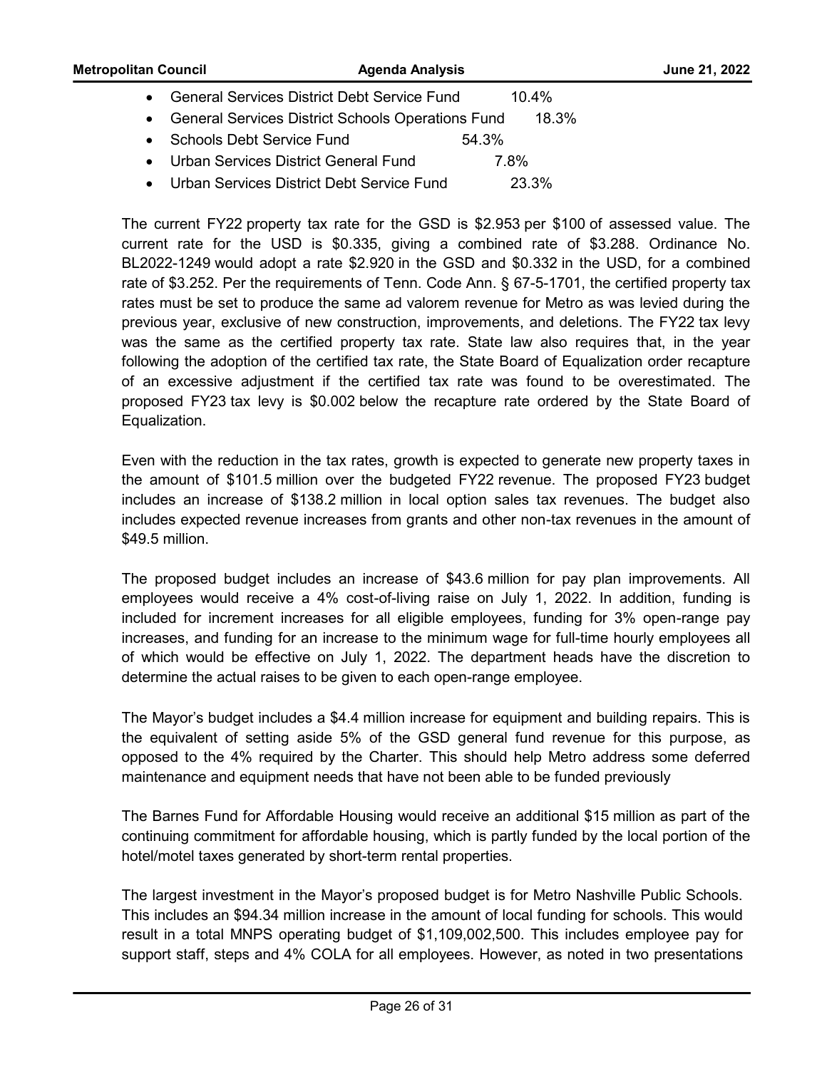- General Services District Debt Service Fund 10.4%
- General Services District Schools Operations Fund 18.3%
- Schools Debt Service Fund 54.3%
- Urban Services District General Fund 7.8%
- Urban Services District Debt Service Fund 23.3%

The current FY22 property tax rate for the GSD is $2.953 per $100 of assessed value. The current rate for the USD is $0.335, giving a combined rate of $3.288. Ordinance No. BL2022-1249 would adopt a rate $2.920 in the GSD and $0.332 in the USD, for a combined rate of $3.252. Per the requirements of Tenn. Code Ann. § 67-5-1701, the certified property tax rates must be set to produce the same ad valorem revenue for Metro as was levied during the previous year, exclusive of new construction, improvements, and deletions. The FY22 tax levy was the same as the certified property tax rate. State law also requires that, in the year following the adoption of the certified tax rate, the State Board of Equalization order recapture of an excessive adjustment if the certified tax rate was found to be overestimated. The proposed FY23 tax levy is $0.002 below the recapture rate ordered by the State Board of Equalization.

Even with the reduction in the tax rates, growth is expected to generate new property taxes in the amount of $101.5 million over the budgeted FY22 revenue. The proposed FY23 budget includes an increase of $138.2 million in local option sales tax revenues. The budget also includes expected revenue increases from grants and other non-tax revenues in the amount of $49.5 million.

The proposed budget includes an increase of $43.6 million for pay plan improvements. All employees would receive a 4% cost-of-living raise on July 1, 2022. In addition, funding is included for increment increases for all eligible employees, funding for 3% open-range pay increases, and funding for an increase to the minimum wage for full-time hourly employees all of which would be effective on July 1, 2022. The department heads have the discretion to determine the actual raises to be given to each open-range employee.

The Mayor's budget includes a $4.4 million increase for equipment and building repairs. This is the equivalent of setting aside 5% of the GSD general fund revenue for this purpose, as opposed to the 4% required by the Charter. This should help Metro address some deferred maintenance and equipment needs that have not been able to be funded previously

The Barnes Fund for Affordable Housing would receive an additional $15 million as part of the continuing commitment for affordable housing, which is partly funded by the local portion of the hotel/motel taxes generated by short-term rental properties.

The largest investment in the Mayor's proposed budget is for Metro Nashville Public Schools. This includes an $94.34 million increase in the amount of local funding for schools. This would result in a total MNPS operating budget of $1,109,002,500. This includes employee pay for support staff, steps and 4% COLA for all employees. However, as noted in two presentations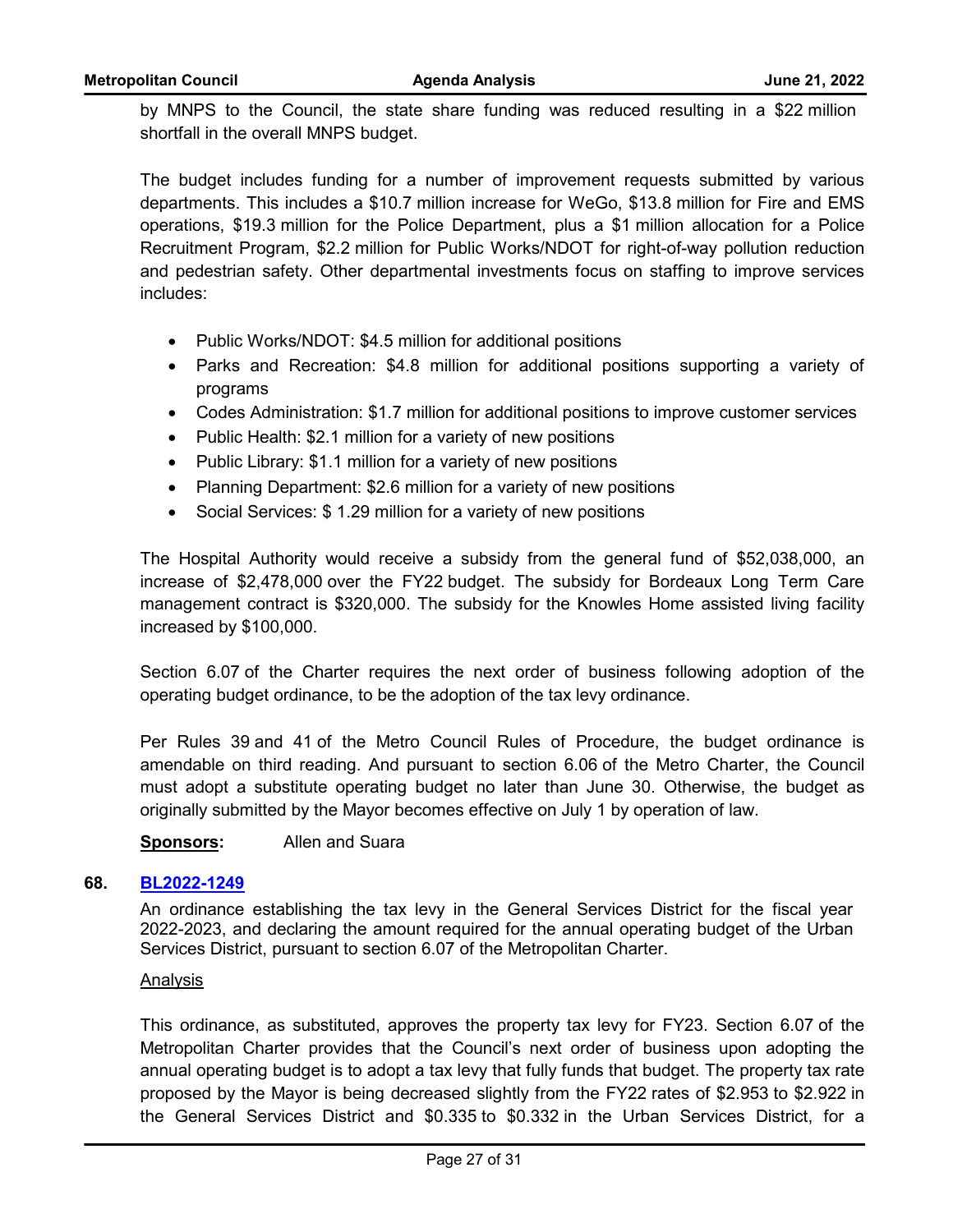by MNPS to the Council, the state share funding was reduced resulting in a $22 million shortfall in the overall MNPS budget.

The budget includes funding for a number of improvement requests submitted by various departments. This includes a $10.7 million increase for WeGo, $13.8 million for Fire and EMS operations, $19.3 million for the Police Department, plus a $1 million allocation for a Police Recruitment Program, $2.2 million for Public Works/NDOT for right-of-way pollution reduction and pedestrian safety. Other departmental investments focus on staffing to improve services includes:

- Public Works/NDOT: $4.5 million for additional positions
- Parks and Recreation: $4.8 million for additional positions supporting a variety of programs
- Codes Administration: $1.7 million for additional positions to improve customer services
- Public Health: $2.1 million for a variety of new positions
- Public Library: $1.1 million for a variety of new positions
- Planning Department: $2.6 million for a variety of new positions
- Social Services: $ 1.29 million for a variety of new positions

The Hospital Authority would receive a subsidy from the general fund of $52,038,000, an increase of $2,478,000 over the FY22 budget. The subsidy for Bordeaux Long Term Care management contract is $320,000. The subsidy for the Knowles Home assisted living facility increased by $100,000.

Section 6.07 of the Charter requires the next order of business following adoption of the operating budget ordinance, to be the adoption of the tax levy ordinance.

Per Rules 39 and 41 of the Metro Council Rules of Procedure, the budget ordinance is amendable on third reading. And pursuant to section 6.06 of the Metro Charter, the Council must adopt a substitute operating budget no later than June 30. Otherwise, the budget as originally submitted by the Mayor becomes effective on July 1 by operation of law.

**Sponsors:** Allen and Suara

**68. [BL2022-1249]**

An ordinance establishing the tax levy in the General Services District for the fiscal year 2022-2023, and declaring the amount required for the annual operating budget of the Urban Services District, pursuant to section 6.07 of the Metropolitan Charter.

Analysis

This ordinance, as substituted, approves the property tax levy for FY23. Section 6.07 of the Metropolitan Charter provides that the Council's next order of business upon adopting the annual operating budget is to adopt a tax levy that fully funds that budget. The property tax rate proposed by the Mayor is being decreased slightly from the FY22 rates of $2.953 to $2.922 in the General Services District and $0.335 to $0.332 in the Urban Services District, for a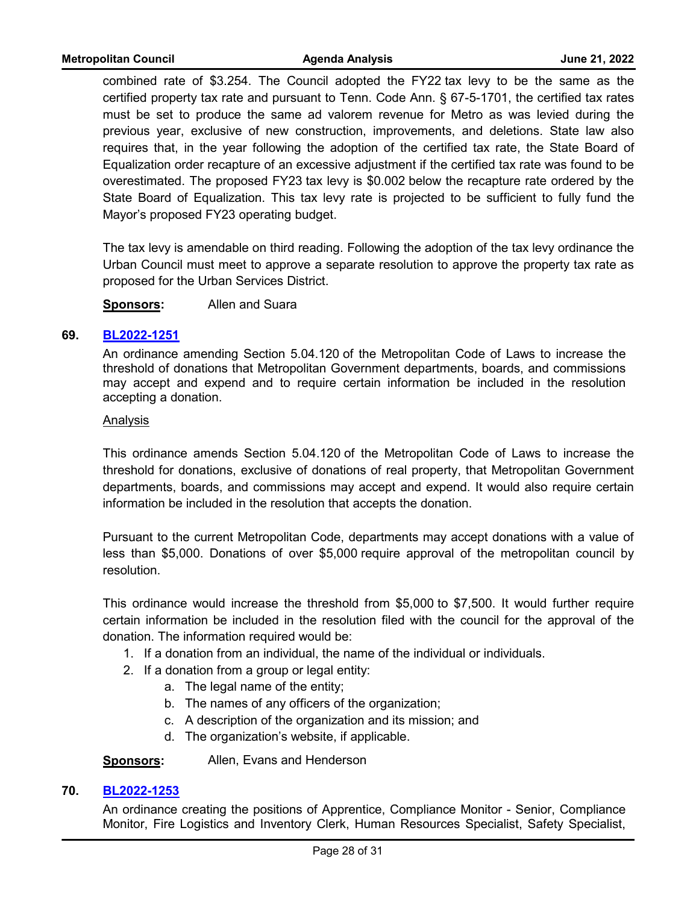combined rate of $3.254. The Council adopted the FY22 tax levy to be the same as the certified property tax rate and pursuant to Tenn. Code Ann. § 67-5-1701, the certified tax rates must be set to produce the same ad valorem revenue for Metro as was levied during the previous year, exclusive of new construction, improvements, and deletions. State law also requires that, in the year following the adoption of the certified tax rate, the State Board of Equalization order recapture of an excessive adjustment if the certified tax rate was found to be overestimated. The proposed FY23 tax levy is $0.002 below the recapture rate ordered by the State Board of Equalization. This tax levy rate is projected to be sufficient to fully fund the Mayor's proposed FY23 operating budget.

The tax levy is amendable on third reading. Following the adoption of the tax levy ordinance the Urban Council must meet to approve a separate resolution to approve the property tax rate as proposed for the Urban Services District.

**Sponsors:** Allen and Suara

**69. BL2022-1251**

An ordinance amending Section 5.04.120 of the Metropolitan Code of Laws to increase the threshold of donations that Metropolitan Government departments, boards, and commissions may accept and expend and to require certain information be included in the resolution accepting a donation.

Analysis

This ordinance amends Section 5.04.120 of the Metropolitan Code of Laws to increase the threshold for donations, exclusive of donations of real property, that Metropolitan Government departments, boards, and commissions may accept and expend. It would also require certain information be included in the resolution that accepts the donation.

Pursuant to the current Metropolitan Code, departments may accept donations with a value of less than $5,000. Donations of over $5,000 require approval of the metropolitan council by resolution.

This ordinance would increase the threshold from $5,000 to $7,500. It would further require certain information be included in the resolution filed with the council for the approval of the donation. The information required would be:

1. If a donation from an individual, the name of the individual or individuals.
2. If a donation from a group or legal entity:
   a. The legal name of the entity;
   b. The names of any officers of the organization;
   c. A description of the organization and its mission; and
   d. The organization's website, if applicable.

**Sponsors:** Allen, Evans and Henderson

**70. BL2022-1253**

An ordinance creating the positions of Apprentice, Compliance Monitor - Senior, Compliance Monitor, Fire Logistics and Inventory Clerk, Human Resources Specialist, Safety Specialist,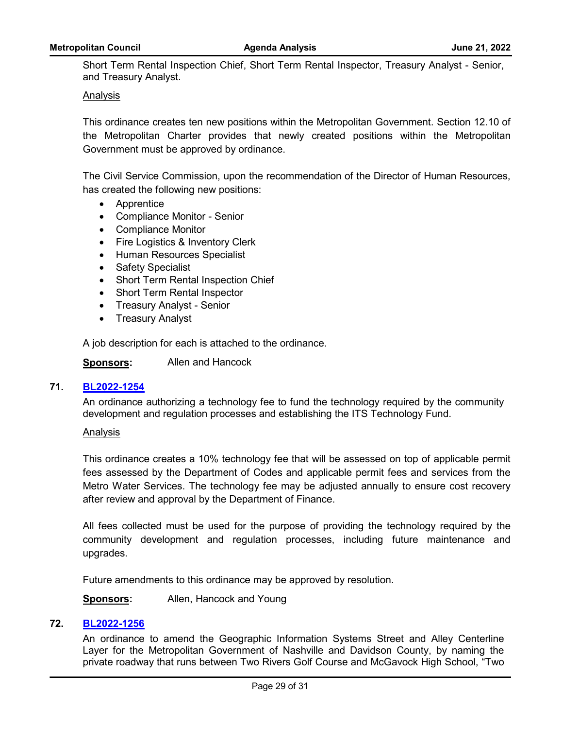Short Term Rental Inspection Chief, Short Term Rental Inspector, Treasury Analyst - Senior, and Treasury Analyst.

Analysis

This ordinance creates ten new positions within the Metropolitan Government. Section 12.10 of the Metropolitan Charter provides that newly created positions within the Metropolitan Government must be approved by ordinance.

The Civil Service Commission, upon the recommendation of the Director of Human Resources, has created the following new positions:

- Apprentice
- Compliance Monitor - Senior
- Compliance Monitor
- Fire Logistics & Inventory Clerk
- Human Resources Specialist
- Safety Specialist
- Short Term Rental Inspection Chief
- Short Term Rental Inspector
- Treasury Analyst - Senior
- Treasury Analyst

A job description for each is attached to the ordinance.

**Sponsors:** Allen and Hancock

**71. BL2022-1254**

An ordinance authorizing a technology fee to fund the technology required by the community development and regulation processes and establishing the ITS Technology Fund.

Analysis

This ordinance creates a 10% technology fee that will be assessed on top of applicable permit fees assessed by the Department of Codes and applicable permit fees and services from the Metro Water Services. The technology fee may be adjusted annually to ensure cost recovery after review and approval by the Department of Finance.

All fees collected must be used for the purpose of providing the technology required by the community development and regulation processes, including future maintenance and upgrades.

Future amendments to this ordinance may be approved by resolution.

**Sponsors:** Allen, Hancock and Young

**72. BL2022-1256**

An ordinance to amend the Geographic Information Systems Street and Alley Centerline Layer for the Metropolitan Government of Nashville and Davidson County, by naming the private roadway that runs between Two Rivers Golf Course and McGavock High School, "Two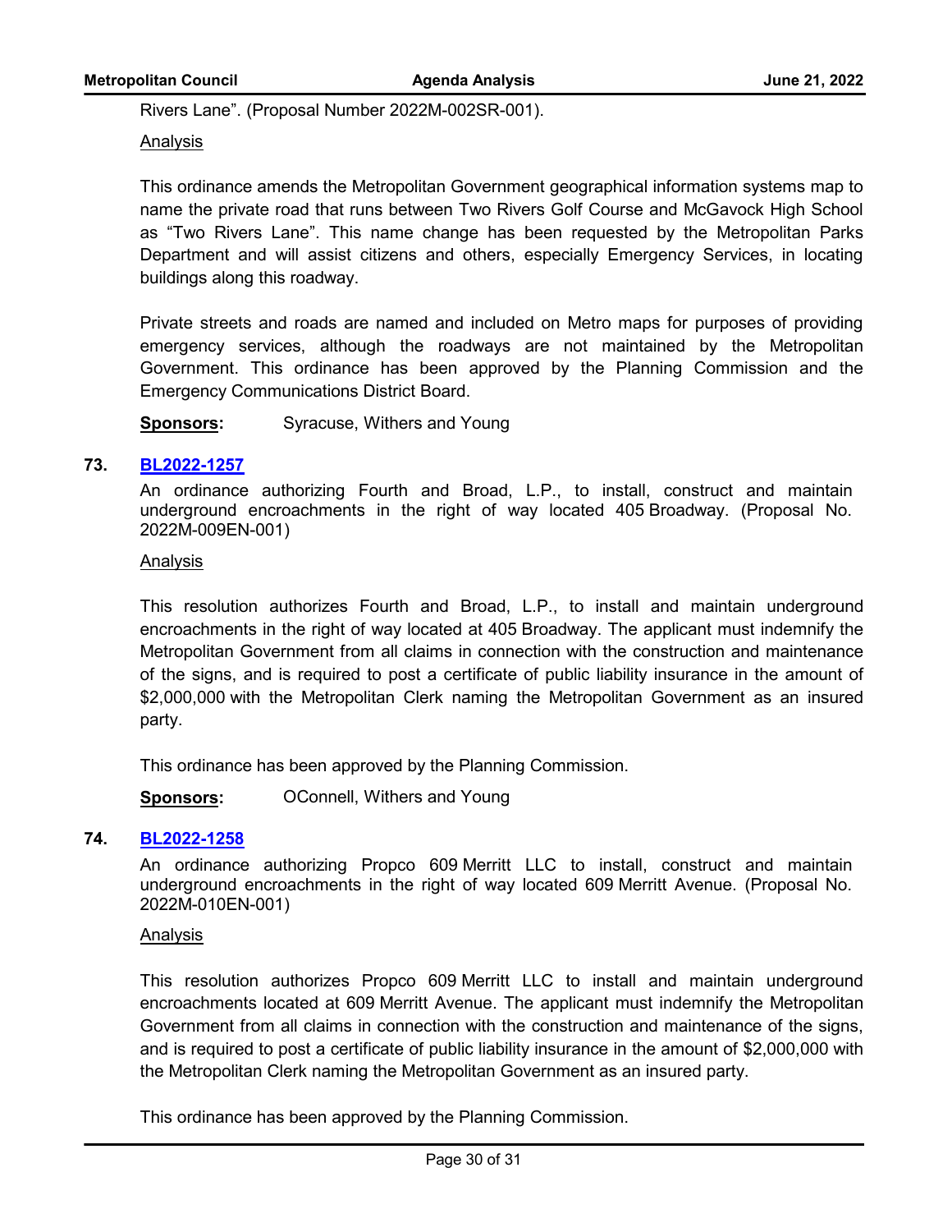Rivers Lane". (Proposal Number 2022M-002SR-001).

Analysis

This ordinance amends the Metropolitan Government geographical information systems map to name the private road that runs between Two Rivers Golf Course and McGavock High School as "Two Rivers Lane". This name change has been requested by the Metropolitan Parks Department and will assist citizens and others, especially Emergency Services, in locating buildings along this roadway.

Private streets and roads are named and included on Metro maps for purposes of providing emergency services, although the roadways are not maintained by the Metropolitan Government. This ordinance has been approved by the Planning Commission and the Emergency Communications District Board.

**Sponsors:** Syracuse, Withers and Young

**73. BL2022-1257**

An ordinance authorizing Fourth and Broad, L.P., to install, construct and maintain underground encroachments in the right of way located 405 Broadway. (Proposal No. 2022M-009EN-001)

Analysis

This resolution authorizes Fourth and Broad, L.P., to install and maintain underground encroachments in the right of way located at 405 Broadway. The applicant must indemnify the Metropolitan Government from all claims in connection with the construction and maintenance of the signs, and is required to post a certificate of public liability insurance in the amount of $2,000,000 with the Metropolitan Clerk naming the Metropolitan Government as an insured party.

This ordinance has been approved by the Planning Commission.

**Sponsors:** OConnell, Withers and Young

**74. BL2022-1258**

An ordinance authorizing Propco 609 Merritt LLC to install, construct and maintain underground encroachments in the right of way located 609 Merritt Avenue. (Proposal No. 2022M-010EN-001)

Analysis

This resolution authorizes Propco 609 Merritt LLC to install and maintain underground encroachments located at 609 Merritt Avenue. The applicant must indemnify the Metropolitan Government from all claims in connection with the construction and maintenance of the signs, and is required to post a certificate of public liability insurance in the amount of $2,000,000 with the Metropolitan Clerk naming the Metropolitan Government as an insured party.

This ordinance has been approved by the Planning Commission.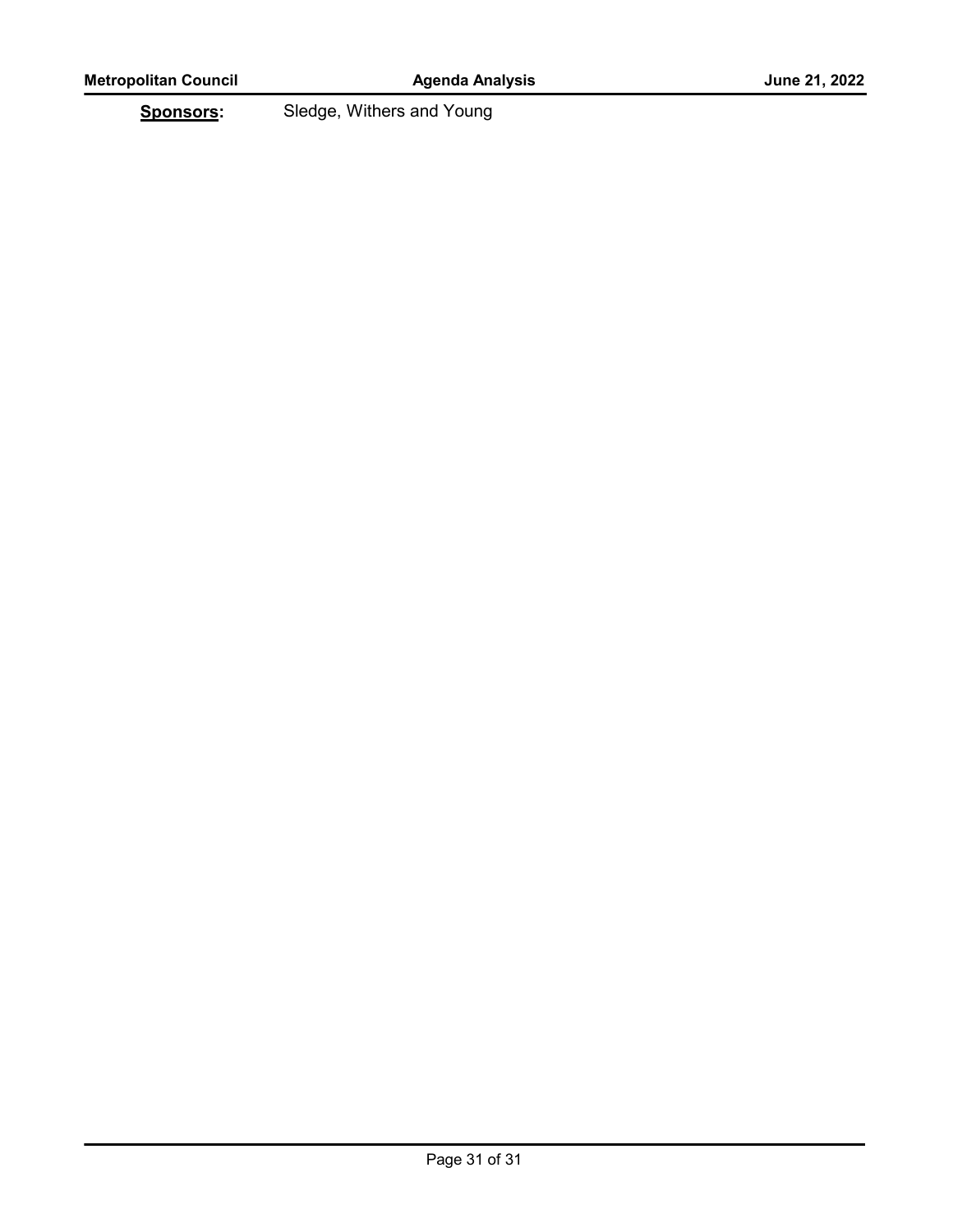**Sponsors:** Sledge, Withers and Young